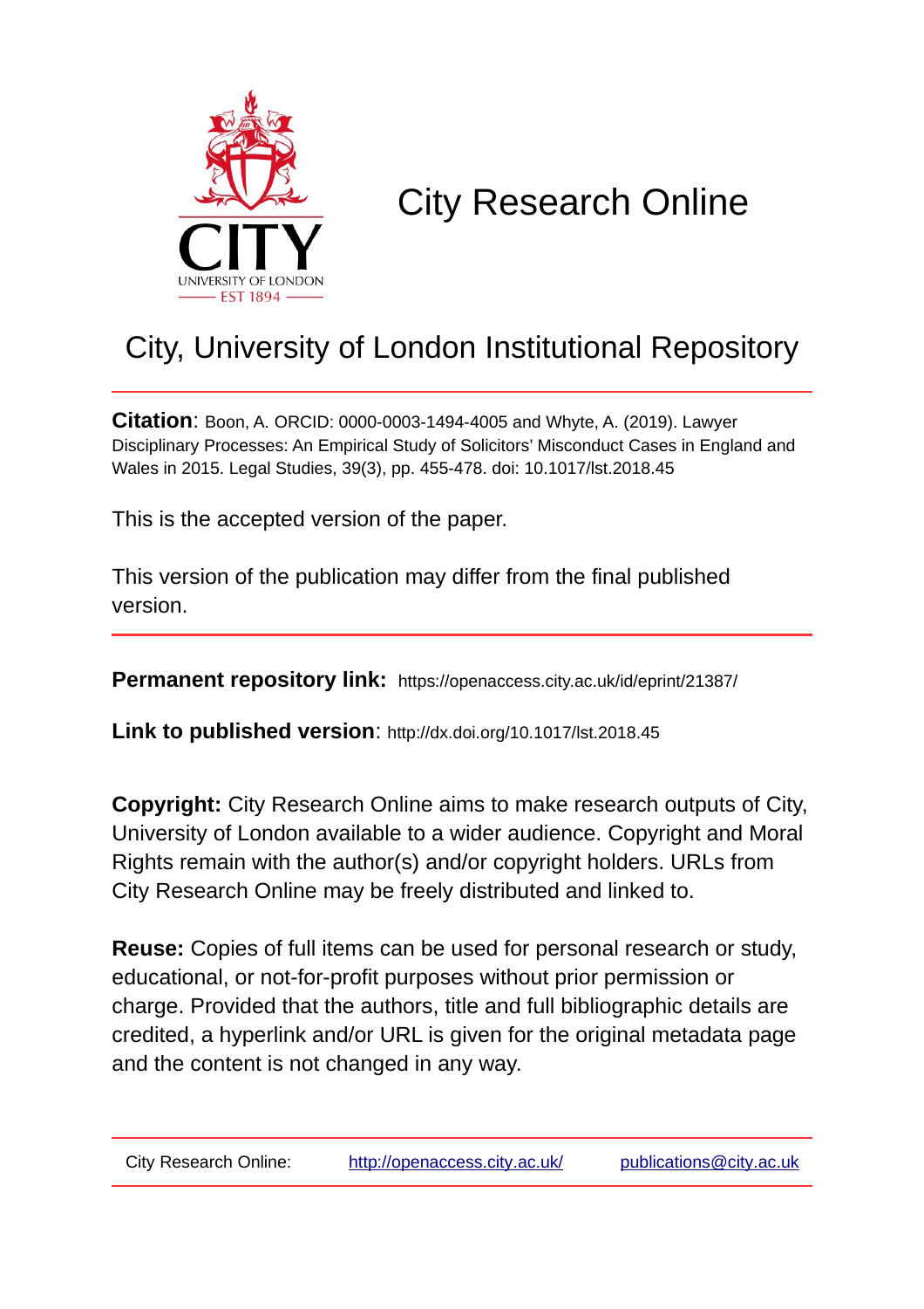CITY
UNIVERSITY OF LONDON
EST 1894

# City Research Online

## City, University of London Institutional Repository

**Citation**: Boon, A. ORCID: 0000-0003-1494-4005 and Whyte, A. (2019). Lawyer Disciplinary Processes: An Empirical Study of Solicitors' Misconduct Cases in England and Wales in 2015. Legal Studies, 39(3), pp. 455-478. doi: 10.1017/lst.2018.45

This is the accepted version of the paper.

This version of the publication may differ from the final published version.

---

**Permanent repository link:** https://openaccess.city.ac.uk/id/eprint/21387/

**Link to published version**: http://dx.doi.org/10.1017/lst.2018.45

**Copyright:** City Research Online aims to make research outputs of City, University of London available to a wider audience. Copyright and Moral Rights remain with the author(s) and/or copyright holders. URLs from City Research Online may be freely distributed and linked to.

**Reuse:** Copies of full items can be used for personal research or study, educational, or not-for-profit purposes without prior permission or charge. Provided that the authors, title and full bibliographic details are credited, a hyperlink and/or URL is given for the original metadata page and the content is not changed in any way.

---

City Research Online: http://openaccess.city.ac.uk/ publications@city.ac.uk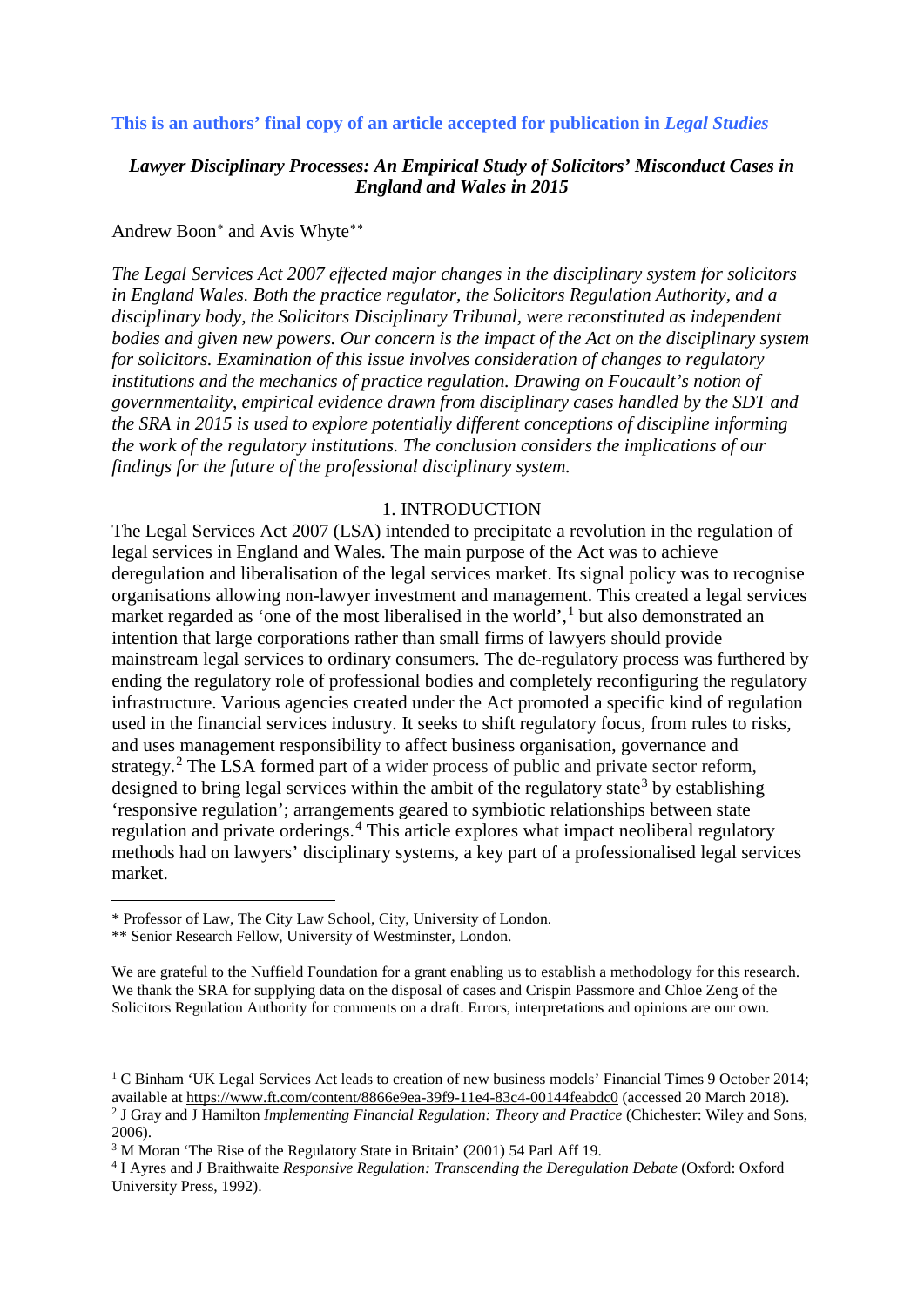**This is an authors' final copy of an article accepted for publication in *Legal Studies***

***Lawyer Disciplinary Processes: An Empirical Study of Solicitors' Misconduct Cases in England and Wales in 2015***

Andrew Boon* and Avis Whyte**

*The Legal Services Act 2007 effected major changes in the disciplinary system for solicitors in England Wales. Both the practice regulator, the Solicitors Regulation Authority, and a disciplinary body, the Solicitors Disciplinary Tribunal, were reconstituted as independent bodies and given new powers. Our concern is the impact of the Act on the disciplinary system for solicitors. Examination of this issue involves consideration of changes to regulatory institutions and the mechanics of practice regulation. Drawing on Foucault's notion of governmentality, empirical evidence drawn from disciplinary cases handled by the SDT and the SRA in 2015 is used to explore potentially different conceptions of discipline informing the work of the regulatory institutions. The conclusion considers the implications of our findings for the future of the professional disciplinary system.*

## 1. INTRODUCTION

The Legal Services Act 2007 (LSA) intended to precipitate a revolution in the regulation of legal services in England and Wales. The main purpose of the Act was to achieve deregulation and liberalisation of the legal services market. Its signal policy was to recognise organisations allowing non-lawyer investment and management. This created a legal services market regarded as 'one of the most liberalised in the world',[1] but also demonstrated an intention that large corporations rather than small firms of lawyers should provide mainstream legal services to ordinary consumers. The de-regulatory process was furthered by ending the regulatory role of professional bodies and completely reconfiguring the regulatory infrastructure. Various agencies created under the Act promoted a specific kind of regulation used in the financial services industry. It seeks to shift regulatory focus, from rules to risks, and uses management responsibility to affect business organisation, governance and strategy.[2] The LSA formed part of a wider process of public and private sector reform, designed to bring legal services within the ambit of the regulatory state[3] by establishing 'responsive regulation'; arrangements geared to symbiotic relationships between state regulation and private orderings.[4] This article explores what impact neoliberal regulatory methods had on lawyers' disciplinary systems, a key part of a professionalised legal services market.

---

\* Professor of Law, The City Law School, City, University of London.

\** Senior Research Fellow, University of Westminster, London.

We are grateful to the Nuffield Foundation for a grant enabling us to establish a methodology for this research. We thank the SRA for supplying data on the disposal of cases and Crispin Passmore and Chloe Zeng of the Solicitors Regulation Authority for comments on a draft. Errors, interpretations and opinions are our own.

[1] C Binham 'UK Legal Services Act leads to creation of new business models' Financial Times 9 October 2014; available at https://www.ft.com/content/8866e9ea-39f9-11e4-83c4-00144feabdc0 (accessed 20 March 2018).

[2] J Gray and J Hamilton *Implementing Financial Regulation: Theory and Practice* (Chichester: Wiley and Sons, 2006).

[3] M Moran 'The Rise of the Regulatory State in Britain' (2001) 54 Parl Aff 19.

[4] I Ayres and J Braithwaite *Responsive Regulation: Transcending the Deregulation Debate* (Oxford: Oxford University Press, 1992).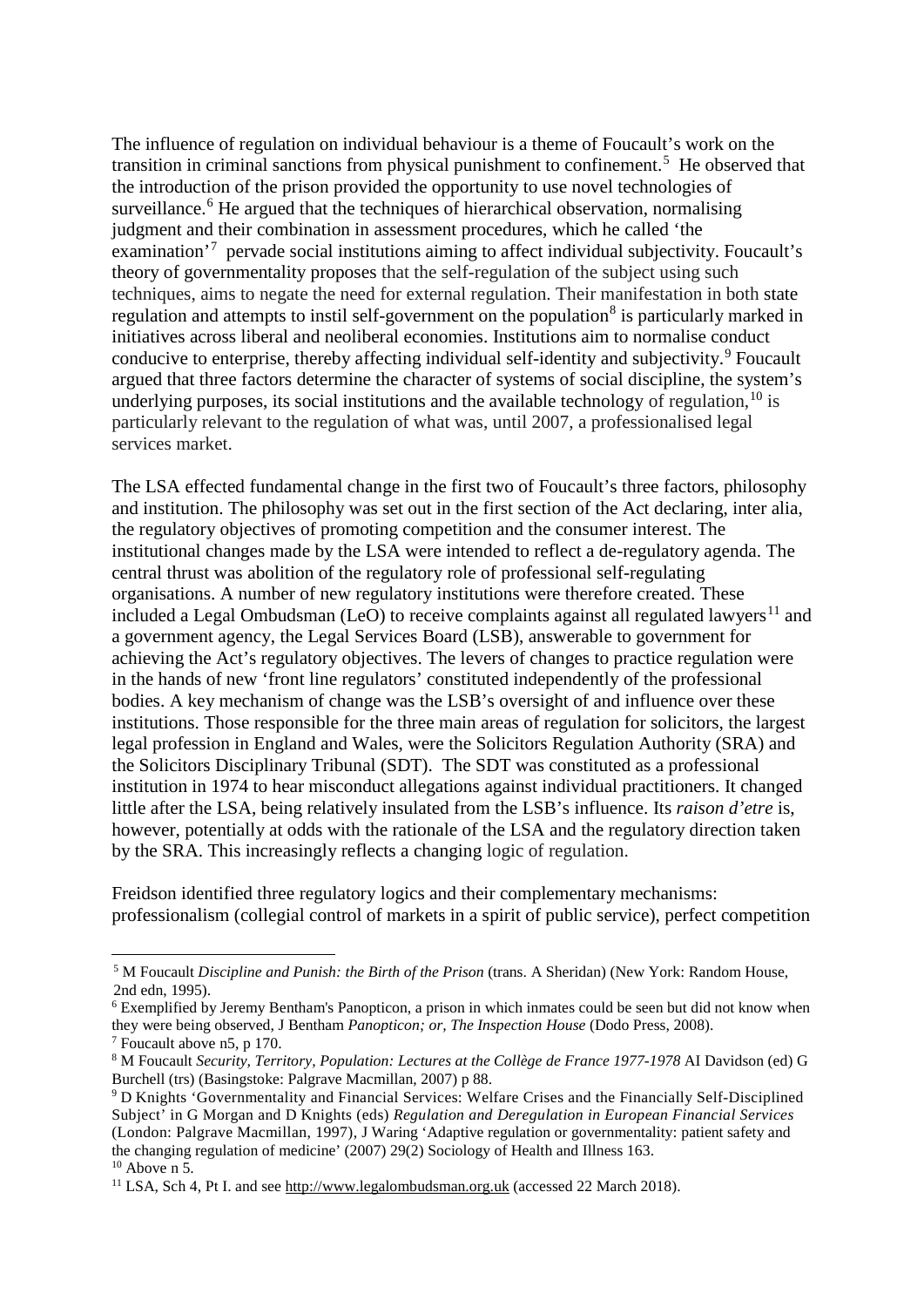The influence of regulation on individual behaviour is a theme of Foucault's work on the transition in criminal sanctions from physical punishment to confinement.[5] He observed that the introduction of the prison provided the opportunity to use novel technologies of surveillance.[6] He argued that the techniques of hierarchical observation, normalising judgment and their combination in assessment procedures, which he called 'the examination'[7] pervade social institutions aiming to affect individual subjectivity. Foucault's theory of governmentality proposes that the self-regulation of the subject using such techniques, aims to negate the need for external regulation. Their manifestation in both state regulation and attempts to instil self-government on the population[8] is particularly marked in initiatives across liberal and neoliberal economies. Institutions aim to normalise conduct conducive to enterprise, thereby affecting individual self-identity and subjectivity.[9] Foucault argued that three factors determine the character of systems of social discipline, the system's underlying purposes, its social institutions and the available technology of regulation,[10] is particularly relevant to the regulation of what was, until 2007, a professionalised legal services market.

The LSA effected fundamental change in the first two of Foucault's three factors, philosophy and institution. The philosophy was set out in the first section of the Act declaring, inter alia, the regulatory objectives of promoting competition and the consumer interest. The institutional changes made by the LSA were intended to reflect a de-regulatory agenda. The central thrust was abolition of the regulatory role of professional self-regulating organisations. A number of new regulatory institutions were therefore created. These included a Legal Ombudsman (LeO) to receive complaints against all regulated lawyers[11] and a government agency, the Legal Services Board (LSB), answerable to government for achieving the Act's regulatory objectives. The levers of changes to practice regulation were in the hands of new 'front line regulators' constituted independently of the professional bodies. A key mechanism of change was the LSB's oversight of and influence over these institutions. Those responsible for the three main areas of regulation for solicitors, the largest legal profession in England and Wales, were the Solicitors Regulation Authority (SRA) and the Solicitors Disciplinary Tribunal (SDT). The SDT was constituted as a professional institution in 1974 to hear misconduct allegations against individual practitioners. It changed little after the LSA, being relatively insulated from the LSB's influence. Its *raison d'etre* is, however, potentially at odds with the rationale of the LSA and the regulatory direction taken by the SRA. This increasingly reflects a changing logic of regulation.

Freidson identified three regulatory logics and their complementary mechanisms: professionalism (collegial control of markets in a spirit of public service), perfect competition

---

[5] M Foucault *Discipline and Punish: the Birth of the Prison* (trans. A Sheridan) (New York: Random House, 2nd edn, 1995).

[6] Exemplified by Jeremy Bentham's Panopticon, a prison in which inmates could be seen but did not know when they were being observed, J Bentham *Panopticon; or, The Inspection House* (Dodo Press, 2008).

[7] Foucault above n5, p 170.

[8] M Foucault *Security, Territory, Population: Lectures at the Collège de France 1977-1978* AI Davidson (ed) G Burchell (trs) (Basingstoke: Palgrave Macmillan, 2007) p 88.

[9] D Knights 'Governmentality and Financial Services: Welfare Crises and the Financially Self-Disciplined Subject' in G Morgan and D Knights (eds) *Regulation and Deregulation in European Financial Services* (London: Palgrave Macmillan, 1997), J Waring 'Adaptive regulation or governmentality: patient safety and the changing regulation of medicine' (2007) 29(2) Sociology of Health and Illness 163.

[10] Above n 5.

[11] LSA, Sch 4, Pt I. and see http://www.legalombudsman.org.uk (accessed 22 March 2018).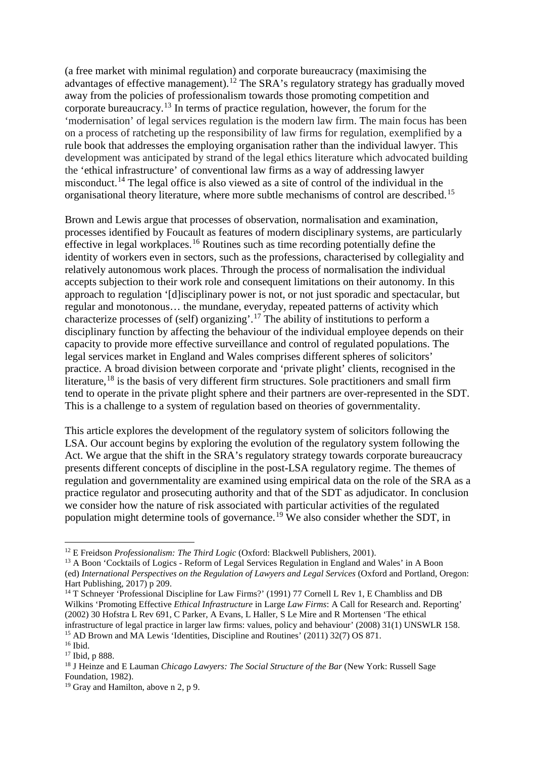(a free market with minimal regulation) and corporate bureaucracy (maximising the advantages of effective management).[12] The SRA's regulatory strategy has gradually moved away from the policies of professionalism towards those promoting competition and corporate bureaucracy.[13] In terms of practice regulation, however, the forum for the 'modernisation' of legal services regulation is the modern law firm. The main focus has been on a process of ratcheting up the responsibility of law firms for regulation, exemplified by a rule book that addresses the employing organisation rather than the individual lawyer. This development was anticipated by strand of the legal ethics literature which advocated building the 'ethical infrastructure' of conventional law firms as a way of addressing lawyer misconduct.[14] The legal office is also viewed as a site of control of the individual in the organisational theory literature, where more subtle mechanisms of control are described.[15]

Brown and Lewis argue that processes of observation, normalisation and examination, processes identified by Foucault as features of modern disciplinary systems, are particularly effective in legal workplaces.[16] Routines such as time recording potentially define the identity of workers even in sectors, such as the professions, characterised by collegiality and relatively autonomous work places. Through the process of normalisation the individual accepts subjection to their work role and consequent limitations on their autonomy. In this approach to regulation '[d]isciplinary power is not, or not just sporadic and spectacular, but regular and monotonous… the mundane, everyday, repeated patterns of activity which characterize processes of (self) organizing'.[17] The ability of institutions to perform a disciplinary function by affecting the behaviour of the individual employee depends on their capacity to provide more effective surveillance and control of regulated populations. The legal services market in England and Wales comprises different spheres of solicitors' practice. A broad division between corporate and 'private plight' clients, recognised in the literature,[18] is the basis of very different firm structures. Sole practitioners and small firm tend to operate in the private plight sphere and their partners are over-represented in the SDT. This is a challenge to a system of regulation based on theories of governmentality.

This article explores the development of the regulatory system of solicitors following the LSA. Our account begins by exploring the evolution of the regulatory system following the Act. We argue that the shift in the SRA's regulatory strategy towards corporate bureaucracy presents different concepts of discipline in the post-LSA regulatory regime. The themes of regulation and governmentality are examined using empirical data on the role of the SRA as a practice regulator and prosecuting authority and that of the SDT as adjudicator. In conclusion we consider how the nature of risk associated with particular activities of the regulated population might determine tools of governance.[19] We also consider whether the SDT, in

---

[12] E Freidson *Professionalism: The Third Logic* (Oxford: Blackwell Publishers, 2001).

[13] A Boon 'Cocktails of Logics - Reform of Legal Services Regulation in England and Wales' in A Boon (ed) *International Perspectives on the Regulation of Lawyers and Legal Services* (Oxford and Portland, Oregon: Hart Publishing, 2017) p 209.

[14] T Schneyer 'Professional Discipline for Law Firms?' (1991) 77 Cornell L Rev 1, E Chambliss and DB Wilkins 'Promoting Effective *Ethical Infrastructure* in Large *Law Firms*: A Call for Research and. Reporting' (2002) 30 Hofstra L Rev 691, C Parker, A Evans, L Haller, S Le Mire and R Mortensen 'The ethical infrastructure of legal practice in larger law firms: values, policy and behaviour' (2008) 31(1) UNSWLR 158.

[15] AD Brown and MA Lewis 'Identities, Discipline and Routines' (2011) 32(7) OS 871.

[16] Ibid.

[17] Ibid, p 888.

[18] J Heinze and E Lauman *Chicago Lawyers: The Social Structure of the Bar* (New York: Russell Sage Foundation, 1982).

[19] Gray and Hamilton, above n 2, p 9.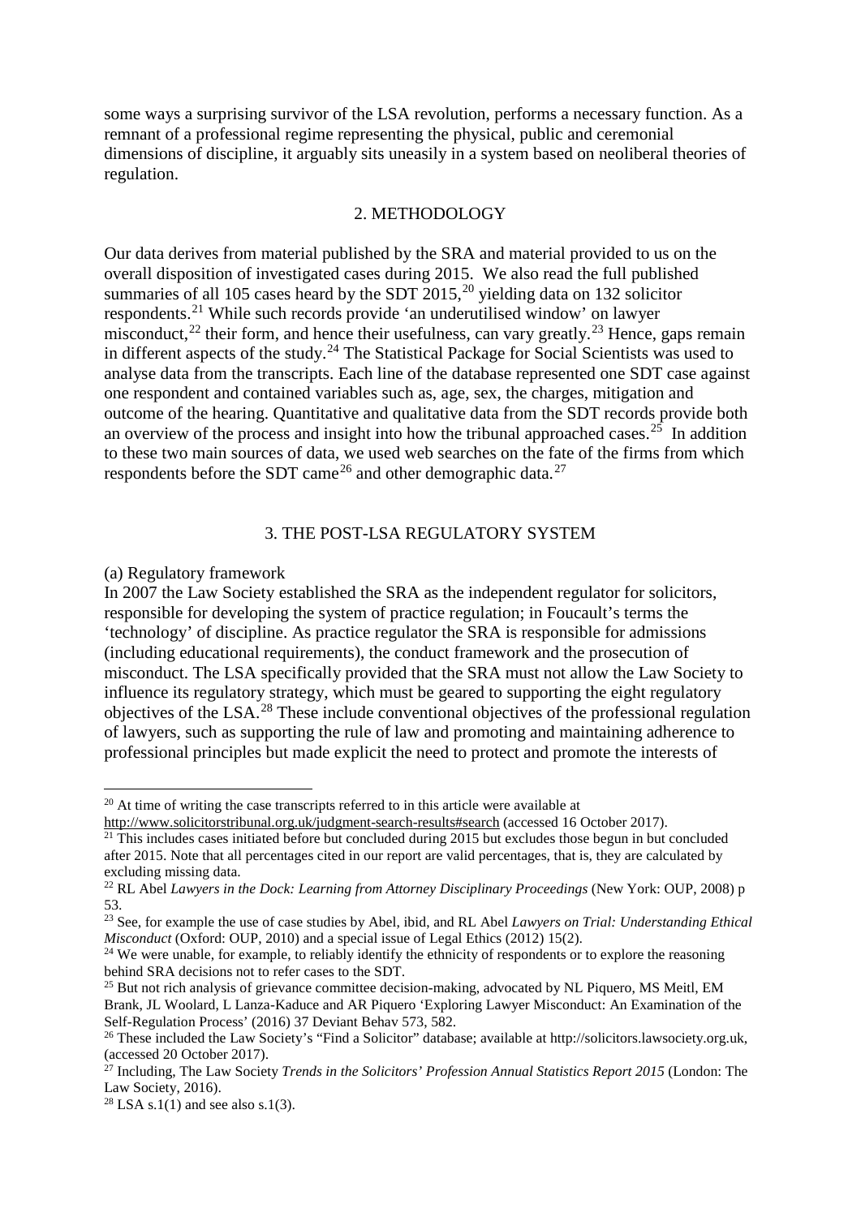some ways a surprising survivor of the LSA revolution, performs a necessary function. As a remnant of a professional regime representing the physical, public and ceremonial dimensions of discipline, it arguably sits uneasily in a system based on neoliberal theories of regulation.

## 2. METHODOLOGY

Our data derives from material published by the SRA and material provided to us on the overall disposition of investigated cases during 2015. We also read the full published summaries of all 105 cases heard by the SDT 2015,[20] yielding data on 132 solicitor respondents.[21] While such records provide 'an underutilised window' on lawyer misconduct,[22] their form, and hence their usefulness, can vary greatly.[23] Hence, gaps remain in different aspects of the study.[24] The Statistical Package for Social Scientists was used to analyse data from the transcripts. Each line of the database represented one SDT case against one respondent and contained variables such as, age, sex, the charges, mitigation and outcome of the hearing. Quantitative and qualitative data from the SDT records provide both an overview of the process and insight into how the tribunal approached cases.[25] In addition to these two main sources of data, we used web searches on the fate of the firms from which respondents before the SDT came[26] and other demographic data.[27]

## 3. THE POST-LSA REGULATORY SYSTEM

(a) Regulatory framework

In 2007 the Law Society established the SRA as the independent regulator for solicitors, responsible for developing the system of practice regulation; in Foucault's terms the 'technology' of discipline. As practice regulator the SRA is responsible for admissions (including educational requirements), the conduct framework and the prosecution of misconduct. The LSA specifically provided that the SRA must not allow the Law Society to influence its regulatory strategy, which must be geared to supporting the eight regulatory objectives of the LSA.[28] These include conventional objectives of the professional regulation of lawyers, such as supporting the rule of law and promoting and maintaining adherence to professional principles but made explicit the need to protect and promote the interests of

---

[20] At time of writing the case transcripts referred to in this article were available at http://www.solicitorstribunal.org.uk/judgment-search-results#search (accessed 16 October 2017).

[21] This includes cases initiated before but concluded during 2015 but excludes those begun in but concluded after 2015. Note that all percentages cited in our report are valid percentages, that is, they are calculated by excluding missing data.

[22] RL Abel *Lawyers in the Dock: Learning from Attorney Disciplinary Proceedings* (New York: OUP, 2008) p 53.

[23] See, for example the use of case studies by Abel, ibid, and RL Abel *Lawyers on Trial: Understanding Ethical Misconduct* (Oxford: OUP, 2010) and a special issue of Legal Ethics (2012) 15(2).

[24] We were unable, for example, to reliably identify the ethnicity of respondents or to explore the reasoning behind SRA decisions not to refer cases to the SDT.

[25] But not rich analysis of grievance committee decision-making, advocated by NL Piquero, MS Meitl, EM Brank, JL Woolard, L Lanza-Kaduce and AR Piquero 'Exploring Lawyer Misconduct: An Examination of the Self-Regulation Process' (2016) 37 Deviant Behav 573, 582.

[26] These included the Law Society's "Find a Solicitor" database; available at http://solicitors.lawsociety.org.uk, (accessed 20 October 2017).

[27] Including, The Law Society *Trends in the Solicitors' Profession Annual Statistics Report 2015* (London: The Law Society, 2016).

[28] LSA s.1(1) and see also s.1(3).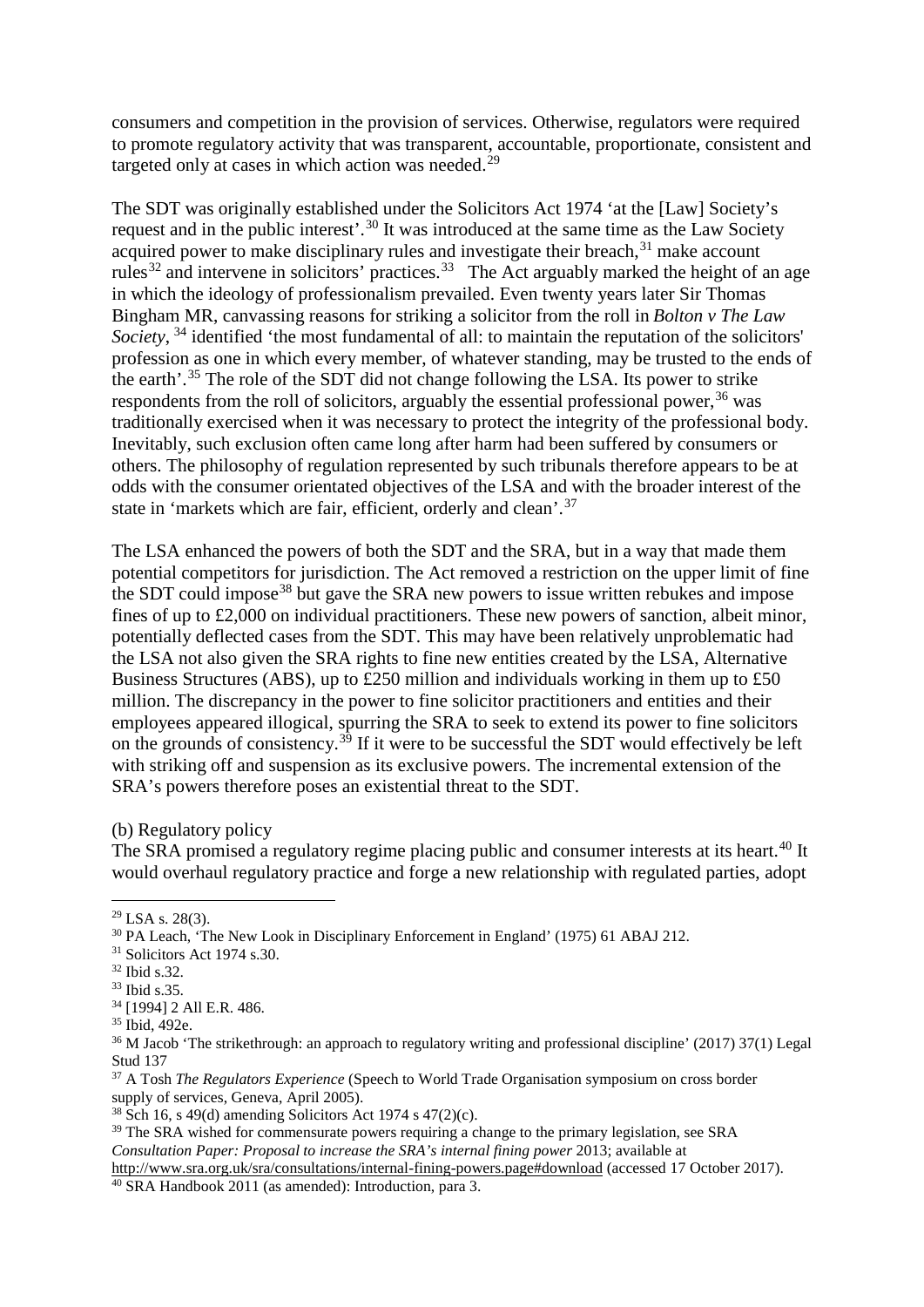consumers and competition in the provision of services. Otherwise, regulators were required to promote regulatory activity that was transparent, accountable, proportionate, consistent and targeted only at cases in which action was needed.[29]

The SDT was originally established under the Solicitors Act 1974 'at the [Law] Society's request and in the public interest'.[30] It was introduced at the same time as the Law Society acquired power to make disciplinary rules and investigate their breach,[31] make account rules[32] and intervene in solicitors' practices.[33] The Act arguably marked the height of an age in which the ideology of professionalism prevailed. Even twenty years later Sir Thomas Bingham MR, canvassing reasons for striking a solicitor from the roll in *Bolton v The Law Society*, [34] identified 'the most fundamental of all: to maintain the reputation of the solicitors' profession as one in which every member, of whatever standing, may be trusted to the ends of the earth'.[35] The role of the SDT did not change following the LSA. Its power to strike respondents from the roll of solicitors, arguably the essential professional power,[36] was traditionally exercised when it was necessary to protect the integrity of the professional body. Inevitably, such exclusion often came long after harm had been suffered by consumers or others. The philosophy of regulation represented by such tribunals therefore appears to be at odds with the consumer orientated objectives of the LSA and with the broader interest of the state in 'markets which are fair, efficient, orderly and clean'.[37]

The LSA enhanced the powers of both the SDT and the SRA, but in a way that made them potential competitors for jurisdiction. The Act removed a restriction on the upper limit of fine the SDT could impose[38] but gave the SRA new powers to issue written rebukes and impose fines of up to £2,000 on individual practitioners. These new powers of sanction, albeit minor, potentially deflected cases from the SDT. This may have been relatively unproblematic had the LSA not also given the SRA rights to fine new entities created by the LSA, Alternative Business Structures (ABS), up to £250 million and individuals working in them up to £50 million. The discrepancy in the power to fine solicitor practitioners and entities and their employees appeared illogical, spurring the SRA to seek to extend its power to fine solicitors on the grounds of consistency.[39] If it were to be successful the SDT would effectively be left with striking off and suspension as its exclusive powers. The incremental extension of the SRA's powers therefore poses an existential threat to the SDT.

(b) Regulatory policy

The SRA promised a regulatory regime placing public and consumer interests at its heart.[40] It would overhaul regulatory practice and forge a new relationship with regulated parties, adopt

---

[29] LSA s. 28(3).

[30] PA Leach, 'The New Look in Disciplinary Enforcement in England' (1975) 61 ABAJ 212.

[31] Solicitors Act 1974 s.30.

[32] Ibid s.32.

[33] Ibid s.35.

[34] [1994] 2 All E.R. 486.

[35] Ibid, 492e.

[36] M Jacob 'The strikethrough: an approach to regulatory writing and professional discipline' (2017) 37(1) Legal Stud 137

[37] A Tosh *The Regulators Experience* (Speech to World Trade Organisation symposium on cross border supply of services, Geneva, April 2005).

[38] Sch 16, s 49(d) amending Solicitors Act 1974 s 47(2)(c).

[39] The SRA wished for commensurate powers requiring a change to the primary legislation, see SRA *Consultation Paper: Proposal to increase the SRA's internal fining power* 2013; available at http://www.sra.org.uk/sra/consultations/internal-fining-powers.page#download (accessed 17 October 2017).

[40] SRA Handbook 2011 (as amended): Introduction, para 3.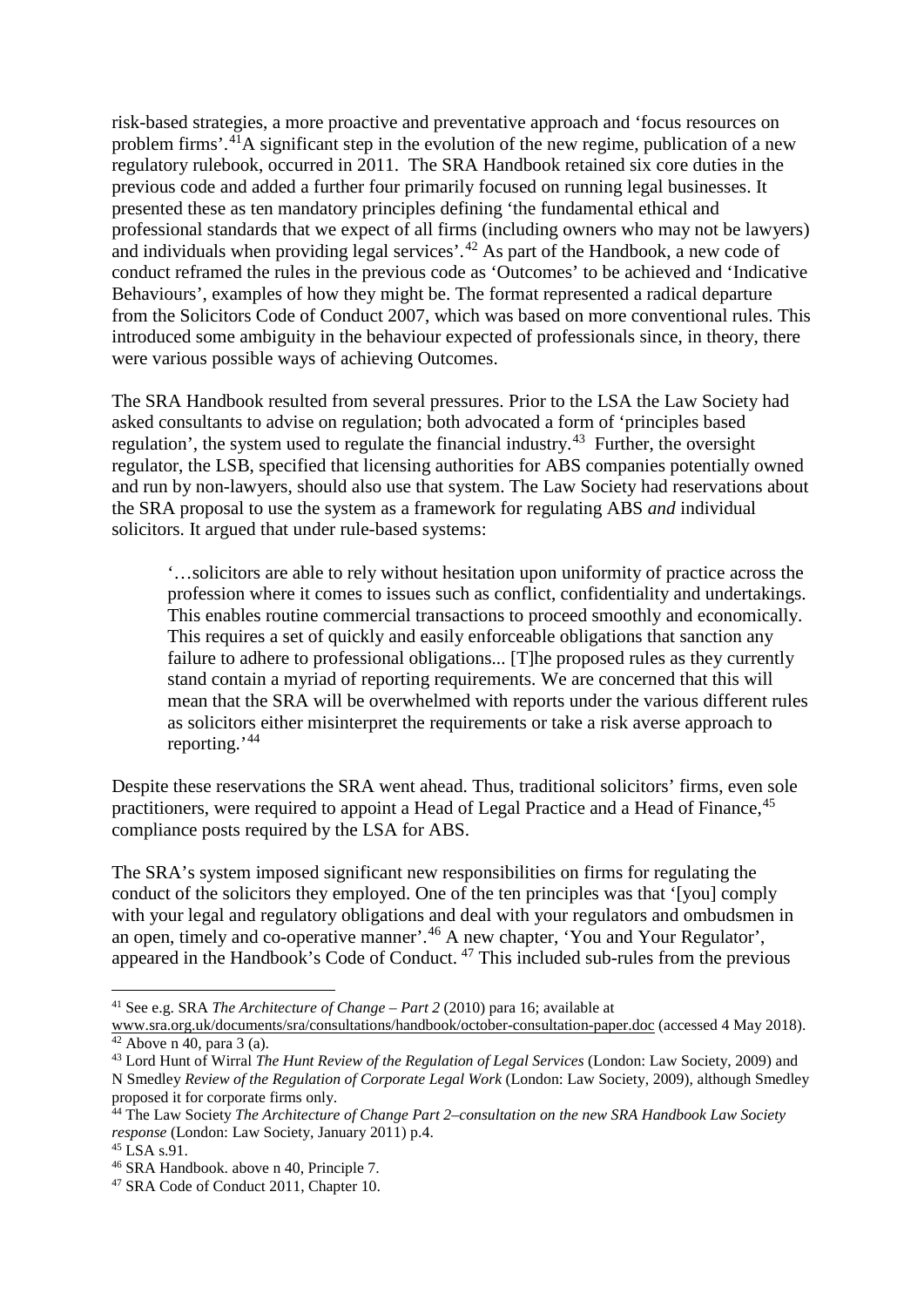risk-based strategies, a more proactive and preventative approach and 'focus resources on problem firms'.[41] A significant step in the evolution of the new regime, publication of a new regulatory rulebook, occurred in 2011. The SRA Handbook retained six core duties in the previous code and added a further four primarily focused on running legal businesses. It presented these as ten mandatory principles defining 'the fundamental ethical and professional standards that we expect of all firms (including owners who may not be lawyers) and individuals when providing legal services'.[42] As part of the Handbook, a new code of conduct reframed the rules in the previous code as 'Outcomes' to be achieved and 'Indicative Behaviours', examples of how they might be. The format represented a radical departure from the Solicitors Code of Conduct 2007, which was based on more conventional rules. This introduced some ambiguity in the behaviour expected of professionals since, in theory, there were various possible ways of achieving Outcomes.

The SRA Handbook resulted from several pressures. Prior to the LSA the Law Society had asked consultants to advise on regulation; both advocated a form of 'principles based regulation', the system used to regulate the financial industry.[43] Further, the oversight regulator, the LSB, specified that licensing authorities for ABS companies potentially owned and run by non-lawyers, should also use that system. The Law Society had reservations about the SRA proposal to use the system as a framework for regulating ABS *and* individual solicitors. It argued that under rule-based systems:

> '…solicitors are able to rely without hesitation upon uniformity of practice across the profession where it comes to issues such as conflict, confidentiality and undertakings. This enables routine commercial transactions to proceed smoothly and economically. This requires a set of quickly and easily enforceable obligations that sanction any failure to adhere to professional obligations... [T]he proposed rules as they currently stand contain a myriad of reporting requirements. We are concerned that this will mean that the SRA will be overwhelmed with reports under the various different rules as solicitors either misinterpret the requirements or take a risk averse approach to reporting.'[44]

Despite these reservations the SRA went ahead. Thus, traditional solicitors' firms, even sole practitioners, were required to appoint a Head of Legal Practice and a Head of Finance,[45] compliance posts required by the LSA for ABS.

The SRA's system imposed significant new responsibilities on firms for regulating the conduct of the solicitors they employed. One of the ten principles was that '[you] comply with your legal and regulatory obligations and deal with your regulators and ombudsmen in an open, timely and co-operative manner'.[46] A new chapter, 'You and Your Regulator', appeared in the Handbook's Code of Conduct.[47] This included sub-rules from the previous

---

[41] See e.g. SRA *The Architecture of Change – Part 2* (2010) para 16; available at www.sra.org.uk/documents/sra/consultations/handbook/october-consultation-paper.doc (accessed 4 May 2018).

[42] Above n 40, para 3 (a).

[43] Lord Hunt of Wirral *The Hunt Review of the Regulation of Legal Services* (London: Law Society, 2009) and N Smedley *Review of the Regulation of Corporate Legal Work* (London: Law Society, 2009), although Smedley proposed it for corporate firms only.

[44] The Law Society *The Architecture of Change Part 2–consultation on the new SRA Handbook Law Society response* (London: Law Society, January 2011) p.4.

[45] LSA s.91.

[46] SRA Handbook. above n 40, Principle 7.

[47] SRA Code of Conduct 2011, Chapter 10.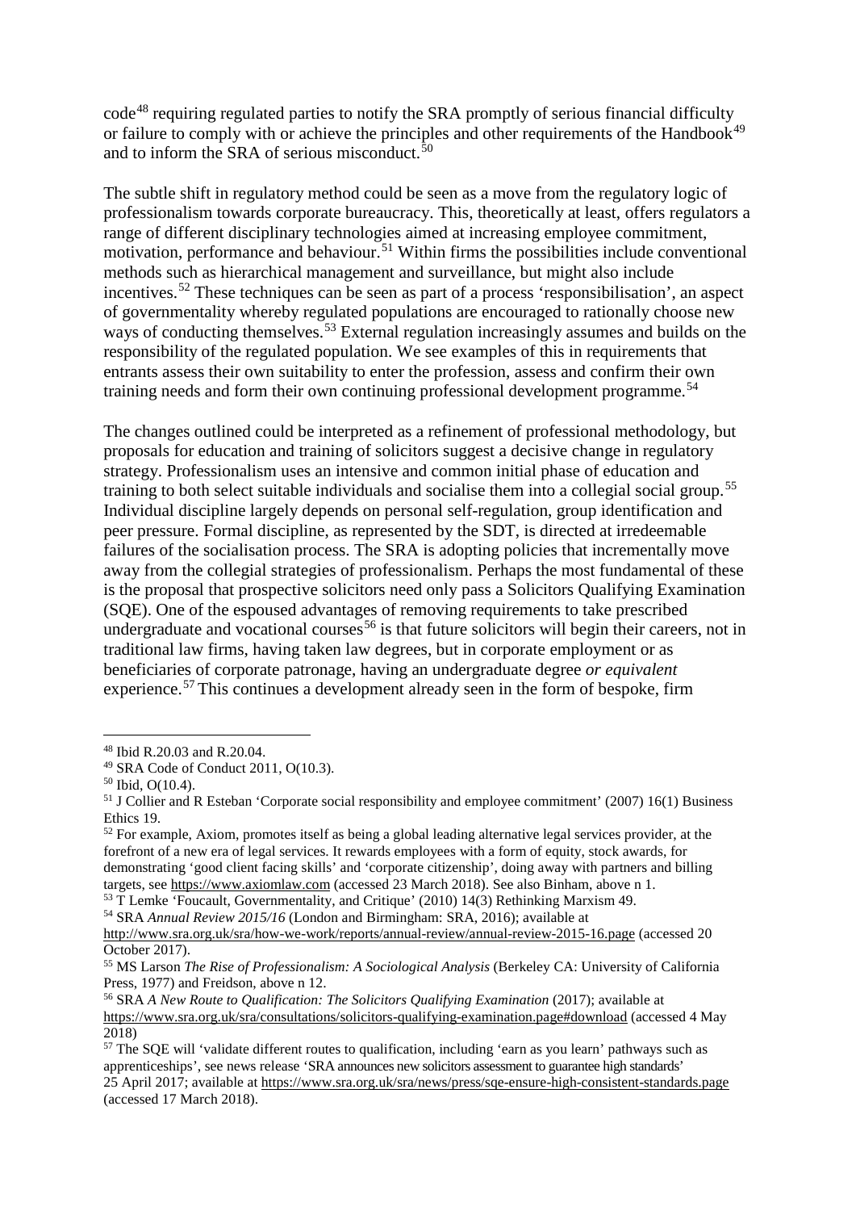code[48] requiring regulated parties to notify the SRA promptly of serious financial difficulty or failure to comply with or achieve the principles and other requirements of the Handbook[49] and to inform the SRA of serious misconduct.[50]

The subtle shift in regulatory method could be seen as a move from the regulatory logic of professionalism towards corporate bureaucracy. This, theoretically at least, offers regulators a range of different disciplinary technologies aimed at increasing employee commitment, motivation, performance and behaviour.[51] Within firms the possibilities include conventional methods such as hierarchical management and surveillance, but might also include incentives.[52] These techniques can be seen as part of a process 'responsibilisation', an aspect of governmentality whereby regulated populations are encouraged to rationally choose new ways of conducting themselves.[53] External regulation increasingly assumes and builds on the responsibility of the regulated population. We see examples of this in requirements that entrants assess their own suitability to enter the profession, assess and confirm their own training needs and form their own continuing professional development programme.[54]

The changes outlined could be interpreted as a refinement of professional methodology, but proposals for education and training of solicitors suggest a decisive change in regulatory strategy. Professionalism uses an intensive and common initial phase of education and training to both select suitable individuals and socialise them into a collegial social group.[55] Individual discipline largely depends on personal self-regulation, group identification and peer pressure. Formal discipline, as represented by the SDT, is directed at irredeemable failures of the socialisation process. The SRA is adopting policies that incrementally move away from the collegial strategies of professionalism. Perhaps the most fundamental of these is the proposal that prospective solicitors need only pass a Solicitors Qualifying Examination (SQE). One of the espoused advantages of removing requirements to take prescribed undergraduate and vocational courses[56] is that future solicitors will begin their careers, not in traditional law firms, having taken law degrees, but in corporate employment or as beneficiaries of corporate patronage, having an undergraduate degree *or equivalent* experience.[57] This continues a development already seen in the form of bespoke, firm

---

[48] Ibid R.20.03 and R.20.04.

[49] SRA Code of Conduct 2011, O(10.3).

[50] Ibid, O(10.4).

[51] J Collier and R Esteban 'Corporate social responsibility and employee commitment' (2007) 16(1) Business Ethics 19.

[52] For example, Axiom, promotes itself as being a global leading alternative legal services provider, at the forefront of a new era of legal services. It rewards employees with a form of equity, stock awards, for demonstrating 'good client facing skills' and 'corporate citizenship', doing away with partners and billing targets, see https://www.axiomlaw.com (accessed 23 March 2018). See also Binham, above n 1.

[53] T Lemke 'Foucault, Governmentality, and Critique' (2010) 14(3) Rethinking Marxism 49.

[54] SRA *Annual Review 2015/16* (London and Birmingham: SRA, 2016); available at http://www.sra.org.uk/sra/how-we-work/reports/annual-review/annual-review-2015-16.page (accessed 20 October 2017).

[55] MS Larson *The Rise of Professionalism: A Sociological Analysis* (Berkeley CA: University of California Press, 1977) and Freidson, above n 12.

[56] SRA *A New Route to Qualification: The Solicitors Qualifying Examination* (2017); available at https://www.sra.org.uk/sra/consultations/solicitors-qualifying-examination.page#download (accessed 4 May 2018)

[57] The SQE will 'validate different routes to qualification, including 'earn as you learn' pathways such as apprenticeships', see news release 'SRA announces new solicitors assessment to guarantee high standards' 25 April 2017; available at https://www.sra.org.uk/sra/news/press/sqe-ensure-high-consistent-standards.page (accessed 17 March 2018).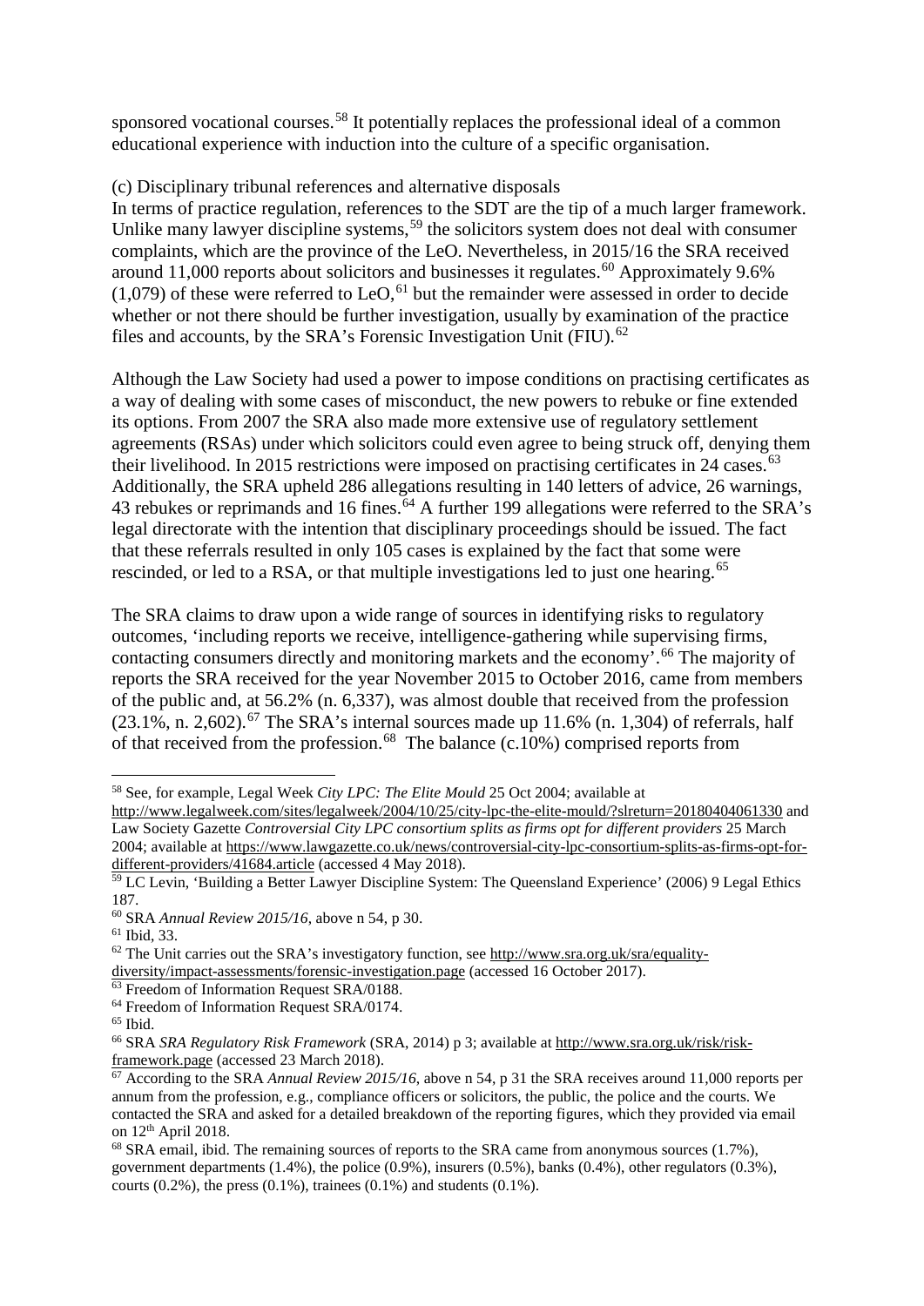sponsored vocational courses.[58] It potentially replaces the professional ideal of a common educational experience with induction into the culture of a specific organisation.

(c) Disciplinary tribunal references and alternative disposals

In terms of practice regulation, references to the SDT are the tip of a much larger framework. Unlike many lawyer discipline systems,[59] the solicitors system does not deal with consumer complaints, which are the province of the LeO. Nevertheless, in 2015/16 the SRA received around 11,000 reports about solicitors and businesses it regulates.[60] Approximately 9.6% (1,079) of these were referred to LeO,[61] but the remainder were assessed in order to decide whether or not there should be further investigation, usually by examination of the practice files and accounts, by the SRA's Forensic Investigation Unit (FIU).[62]

Although the Law Society had used a power to impose conditions on practising certificates as a way of dealing with some cases of misconduct, the new powers to rebuke or fine extended its options. From 2007 the SRA also made more extensive use of regulatory settlement agreements (RSAs) under which solicitors could even agree to being struck off, denying them their livelihood. In 2015 restrictions were imposed on practising certificates in 24 cases.[63] Additionally, the SRA upheld 286 allegations resulting in 140 letters of advice, 26 warnings, 43 rebukes or reprimands and 16 fines.[64] A further 199 allegations were referred to the SRA's legal directorate with the intention that disciplinary proceedings should be issued. The fact that these referrals resulted in only 105 cases is explained by the fact that some were rescinded, or led to a RSA, or that multiple investigations led to just one hearing.[65]

The SRA claims to draw upon a wide range of sources in identifying risks to regulatory outcomes, 'including reports we receive, intelligence-gathering while supervising firms, contacting consumers directly and monitoring markets and the economy'.[66] The majority of reports the SRA received for the year November 2015 to October 2016, came from members of the public and, at 56.2% (n. 6,337), was almost double that received from the profession (23.1%, n. 2,602).[67] The SRA's internal sources made up 11.6% (n. 1,304) of referrals, half of that received from the profession.[68] The balance (c.10%) comprised reports from

---

[58] See, for example, Legal Week *City LPC: The Elite Mould* 25 Oct 2004; available at http://www.legalweek.com/sites/legalweek/2004/10/25/city-lpc-the-elite-mould/?slreturn=20180404061330 and Law Society Gazette *Controversial City LPC consortium splits as firms opt for different providers* 25 March 2004; available at https://www.lawgazette.co.uk/news/controversial-city-lpc-consortium-splits-as-firms-opt-for-different-providers/41684.article (accessed 4 May 2018).

[59] LC Levin, 'Building a Better Lawyer Discipline System: The Queensland Experience' (2006) 9 Legal Ethics 187.

[60] SRA *Annual Review 2015/16*, above n 54, p 30.

[61] Ibid, 33.

[62] The Unit carries out the SRA's investigatory function, see http://www.sra.org.uk/sra/equality-diversity/impact-assessments/forensic-investigation.page (accessed 16 October 2017).

[63] Freedom of Information Request SRA/0188.

[64] Freedom of Information Request SRA/0174.

[65] Ibid.

[66] SRA *SRA Regulatory Risk Framework* (SRA, 2014) p 3; available at http://www.sra.org.uk/risk/risk-framework.page (accessed 23 March 2018).

[67] According to the SRA *Annual Review 2015/16*, above n 54, p 31 the SRA receives around 11,000 reports per annum from the profession, e.g., compliance officers or solicitors, the public, the police and the courts. We contacted the SRA and asked for a detailed breakdown of the reporting figures, which they provided via email on 12th April 2018.

[68] SRA email, ibid. The remaining sources of reports to the SRA came from anonymous sources (1.7%), government departments (1.4%), the police (0.9%), insurers (0.5%), banks (0.4%), other regulators (0.3%), courts (0.2%), the press (0.1%), trainees (0.1%) and students (0.1%).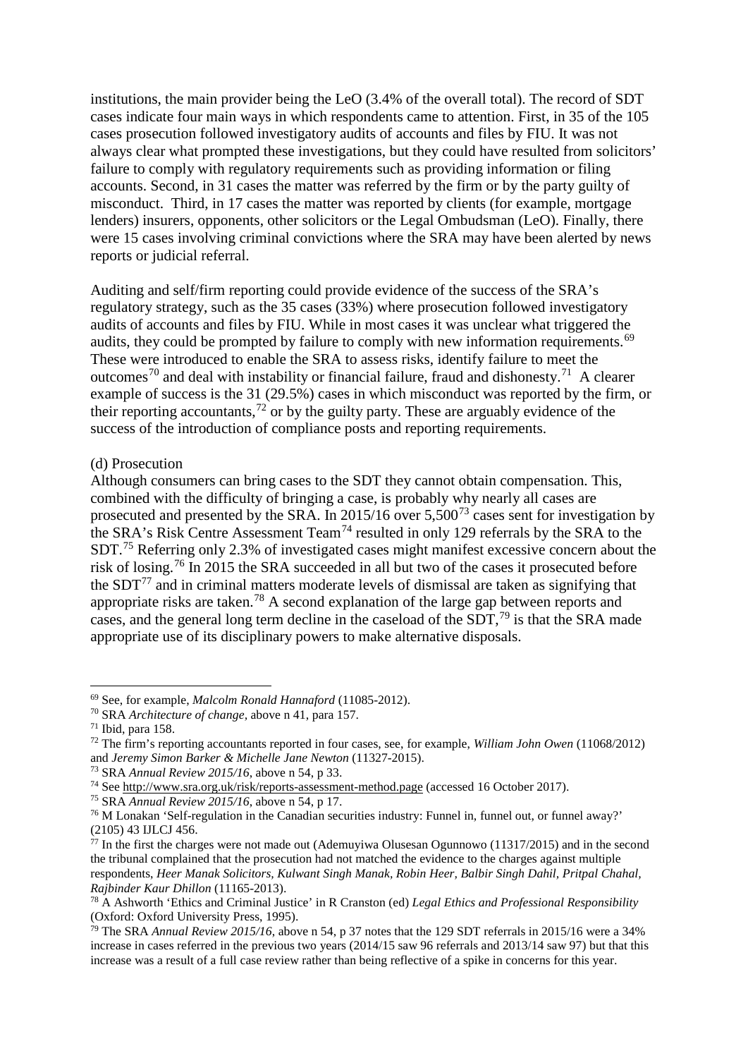institutions, the main provider being the LeO (3.4% of the overall total). The record of SDT cases indicate four main ways in which respondents came to attention. First, in 35 of the 105 cases prosecution followed investigatory audits of accounts and files by FIU. It was not always clear what prompted these investigations, but they could have resulted from solicitors' failure to comply with regulatory requirements such as providing information or filing accounts. Second, in 31 cases the matter was referred by the firm or by the party guilty of misconduct. Third, in 17 cases the matter was reported by clients (for example, mortgage lenders) insurers, opponents, other solicitors or the Legal Ombudsman (LeO). Finally, there were 15 cases involving criminal convictions where the SRA may have been alerted by news reports or judicial referral.

Auditing and self/firm reporting could provide evidence of the success of the SRA's regulatory strategy, such as the 35 cases (33%) where prosecution followed investigatory audits of accounts and files by FIU. While in most cases it was unclear what triggered the audits, they could be prompted by failure to comply with new information requirements.[69] These were introduced to enable the SRA to assess risks, identify failure to meet the outcomes[70] and deal with instability or financial failure, fraud and dishonesty.[71] A clearer example of success is the 31 (29.5%) cases in which misconduct was reported by the firm, or their reporting accountants,[72] or by the guilty party. These are arguably evidence of the success of the introduction of compliance posts and reporting requirements.

(d) Prosecution

Although consumers can bring cases to the SDT they cannot obtain compensation. This, combined with the difficulty of bringing a case, is probably why nearly all cases are prosecuted and presented by the SRA. In 2015/16 over 5,500[73] cases sent for investigation by the SRA's Risk Centre Assessment Team[74] resulted in only 129 referrals by the SRA to the SDT.[75] Referring only 2.3% of investigated cases might manifest excessive concern about the risk of losing.[76] In 2015 the SRA succeeded in all but two of the cases it prosecuted before the SDT[77] and in criminal matters moderate levels of dismissal are taken as signifying that appropriate risks are taken.[78] A second explanation of the large gap between reports and cases, and the general long term decline in the caseload of the SDT,[79] is that the SRA made appropriate use of its disciplinary powers to make alternative disposals.

---

[69] See, for example, *Malcolm Ronald Hannaford* (11085-2012).

[70] SRA *Architecture of change*, above n 41, para 157.

[71] Ibid, para 158.

[72] The firm's reporting accountants reported in four cases, see, for example, *William John Owen* (11068/2012) and *Jeremy Simon Barker & Michelle Jane Newton* (11327-2015).

[73] SRA *Annual Review 2015/16*, above n 54, p 33.

[74] See http://www.sra.org.uk/risk/reports-assessment-method.page (accessed 16 October 2017).

[75] SRA *Annual Review 2015/16*, above n 54, p 17.

[76] M Lonakan 'Self-regulation in the Canadian securities industry: Funnel in, funnel out, or funnel away?' (2105) 43 IJLCJ 456.

[77] In the first the charges were not made out (Ademuyiwa Olusesan Ogunnowo (11317/2015) and in the second the tribunal complained that the prosecution had not matched the evidence to the charges against multiple respondents, *Heer Manak Solicitors, Kulwant Singh Manak, Robin Heer, Balbir Singh Dahil, Pritpal Chahal, Rajbinder Kaur Dhillon* (11165-2013).

[78] A Ashworth 'Ethics and Criminal Justice' in R Cranston (ed) *Legal Ethics and Professional Responsibility* (Oxford: Oxford University Press, 1995).

[79] The SRA *Annual Review 2015/16*, above n 54, p 37 notes that the 129 SDT referrals in 2015/16 were a 34% increase in cases referred in the previous two years (2014/15 saw 96 referrals and 2013/14 saw 97) but that this increase was a result of a full case review rather than being reflective of a spike in concerns for this year.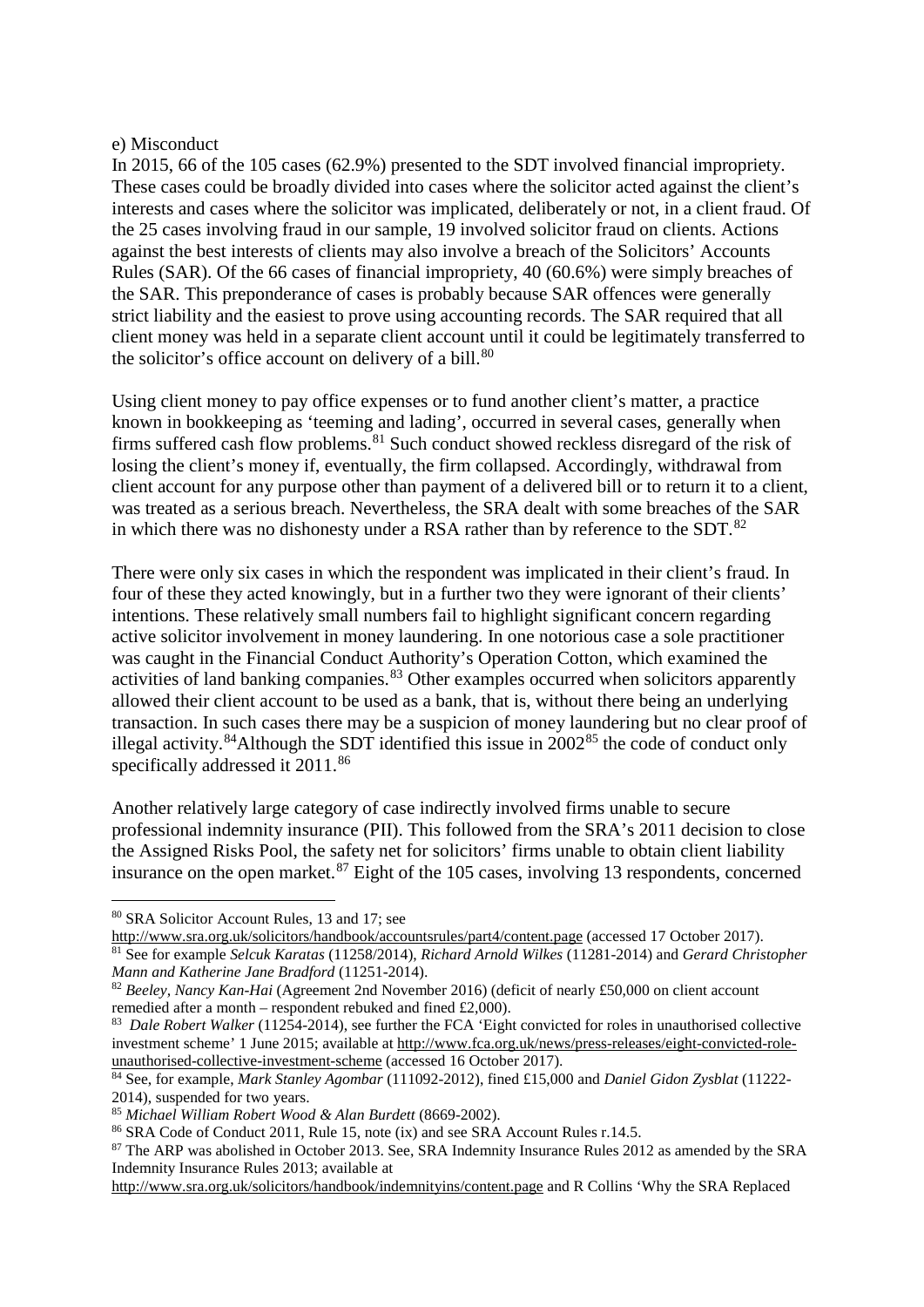e) Misconduct

In 2015, 66 of the 105 cases (62.9%) presented to the SDT involved financial impropriety. These cases could be broadly divided into cases where the solicitor acted against the client's interests and cases where the solicitor was implicated, deliberately or not, in a client fraud. Of the 25 cases involving fraud in our sample, 19 involved solicitor fraud on clients. Actions against the best interests of clients may also involve a breach of the Solicitors' Accounts Rules (SAR). Of the 66 cases of financial impropriety, 40 (60.6%) were simply breaches of the SAR. This preponderance of cases is probably because SAR offences were generally strict liability and the easiest to prove using accounting records. The SAR required that all client money was held in a separate client account until it could be legitimately transferred to the solicitor's office account on delivery of a bill.[80]

Using client money to pay office expenses or to fund another client's matter, a practice known in bookkeeping as 'teeming and lading', occurred in several cases, generally when firms suffered cash flow problems.[81] Such conduct showed reckless disregard of the risk of losing the client's money if, eventually, the firm collapsed. Accordingly, withdrawal from client account for any purpose other than payment of a delivered bill or to return it to a client, was treated as a serious breach. Nevertheless, the SRA dealt with some breaches of the SAR in which there was no dishonesty under a RSA rather than by reference to the SDT.[82]

There were only six cases in which the respondent was implicated in their client's fraud. In four of these they acted knowingly, but in a further two they were ignorant of their clients' intentions. These relatively small numbers fail to highlight significant concern regarding active solicitor involvement in money laundering. In one notorious case a sole practitioner was caught in the Financial Conduct Authority's Operation Cotton, which examined the activities of land banking companies.[83] Other examples occurred when solicitors apparently allowed their client account to be used as a bank, that is, without there being an underlying transaction. In such cases there may be a suspicion of money laundering but no clear proof of illegal activity.[84]Although the SDT identified this issue in 2002[85] the code of conduct only specifically addressed it 2011.[86]

Another relatively large category of case indirectly involved firms unable to secure professional indemnity insurance (PII). This followed from the SRA's 2011 decision to close the Assigned Risks Pool, the safety net for solicitors' firms unable to obtain client liability insurance on the open market.[87] Eight of the 105 cases, involving 13 respondents, concerned

---

[80] SRA Solicitor Account Rules, 13 and 17; see http://www.sra.org.uk/solicitors/handbook/accountsrules/part4/content.page (accessed 17 October 2017).

[81] See for example *Selcuk Karatas* (11258/2014), *Richard Arnold Wilkes* (11281-2014) and *Gerard Christopher Mann and Katherine Jane Bradford* (11251-2014).

[82] *Beeley, Nancy Kan-Hai* (Agreement 2nd November 2016) (deficit of nearly £50,000 on client account remedied after a month – respondent rebuked and fined £2,000).

[83] *Dale Robert Walker* (11254-2014), see further the FCA 'Eight convicted for roles in unauthorised collective investment scheme' 1 June 2015; available at http://www.fca.org.uk/news/press-releases/eight-convicted-role-unauthorised-collective-investment-scheme (accessed 16 October 2017).

[84] See, for example, *Mark Stanley Agombar* (111092-2012), fined £15,000 and *Daniel Gidon Zysblat* (11222-2014), suspended for two years.

[85] *Michael William Robert Wood & Alan Burdett* (8669-2002).

[86] SRA Code of Conduct 2011, Rule 15, note (ix) and see SRA Account Rules r.14.5.

[87] The ARP was abolished in October 2013. See, SRA Indemnity Insurance Rules 2012 as amended by the SRA Indemnity Insurance Rules 2013; available at http://www.sra.org.uk/solicitors/handbook/indemnityins/content.page and R Collins 'Why the SRA Replaced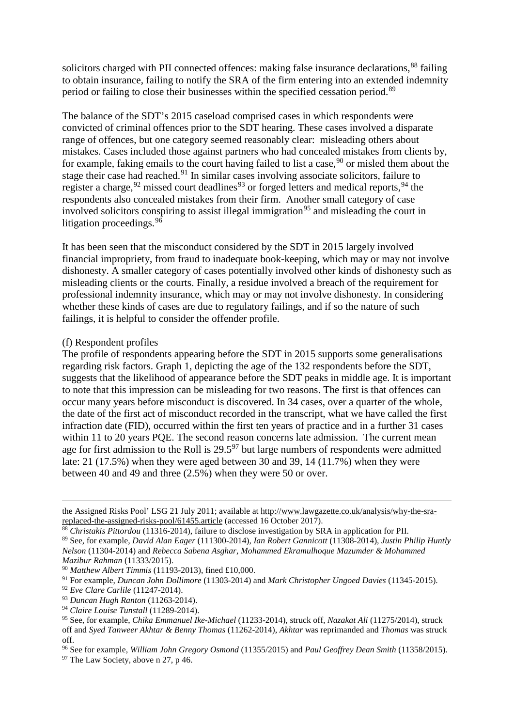solicitors charged with PII connected offences: making false insurance declarations,[88] failing to obtain insurance, failing to notify the SRA of the firm entering into an extended indemnity period or failing to close their businesses within the specified cessation period.[89]

The balance of the SDT's 2015 caseload comprised cases in which respondents were convicted of criminal offences prior to the SDT hearing. These cases involved a disparate range of offences, but one category seemed reasonably clear: misleading others about mistakes. Cases included those against partners who had concealed mistakes from clients by, for example, faking emails to the court having failed to list a case,[90] or misled them about the stage their case had reached.[91] In similar cases involving associate solicitors, failure to register a charge,[92] missed court deadlines[93] or forged letters and medical reports,[94] the respondents also concealed mistakes from their firm. Another small category of case involved solicitors conspiring to assist illegal immigration[95] and misleading the court in litigation proceedings.[96]

It has been seen that the misconduct considered by the SDT in 2015 largely involved financial impropriety, from fraud to inadequate book-keeping, which may or may not involve dishonesty. A smaller category of cases potentially involved other kinds of dishonesty such as misleading clients or the courts. Finally, a residue involved a breach of the requirement for professional indemnity insurance, which may or may not involve dishonesty. In considering whether these kinds of cases are due to regulatory failings, and if so the nature of such failings, it is helpful to consider the offender profile.

(f) Respondent profiles

The profile of respondents appearing before the SDT in 2015 supports some generalisations regarding risk factors. Graph 1, depicting the age of the 132 respondents before the SDT, suggests that the likelihood of appearance before the SDT peaks in middle age. It is important to note that this impression can be misleading for two reasons. The first is that offences can occur many years before misconduct is discovered. In 34 cases, over a quarter of the whole, the date of the first act of misconduct recorded in the transcript, what we have called the first infraction date (FID), occurred within the first ten years of practice and in a further 31 cases within 11 to 20 years PQE. The second reason concerns late admission. The current mean age for first admission to the Roll is 29.5[97] but large numbers of respondents were admitted late: 21 (17.5%) when they were aged between 30 and 39, 14 (11.7%) when they were between 40 and 49 and three (2.5%) when they were 50 or over.

---

the Assigned Risks Pool' LSG 21 July 2011; available at http://www.lawgazette.co.uk/analysis/why-the-sra-replaced-the-assigned-risks-pool/61455.article (accessed 16 October 2017).

[88] *Christakis Pittordou* (11316-2014), failure to disclose investigation by SRA in application for PII.

[89] See, for example, *David Alan Eager* (111300-2014), *Ian Robert Gannicott* (11308-2014), *Justin Philip Huntly Nelson* (11304-2014) and *Rebecca Sabena Asghar, Mohammed Ekramulhoque Mazumder & Mohammed Mazibur Rahman* (11333/2015).

[90] *Matthew Albert Timmis* (11193-2013), fined £10,000.

[91] For example, *Duncan John Dollimore* (11303-2014) and *Mark Christopher Ungoed Davies* (11345-2015).

[92] *Eve Clare Carlile* (11247-2014).

[93] *Duncan Hugh Ranton* (11263-2014).

[94] *Claire Louise Tunstall* (11289-2014).

[95] See, for example, *Chika Emmanuel Ike-Michael* (11233-2014), struck off, *Nazakat Ali* (11275/2014), struck off and *Syed Tanweer Akhtar & Benny Thomas* (11262-2014), *Akhtar* was reprimanded and *Thomas* was struck off.

[96] See for example, *William John Gregory Osmond* (11355/2015) and *Paul Geoffrey Dean Smith* (11358/2015).

[97] The Law Society, above n 27, p 46.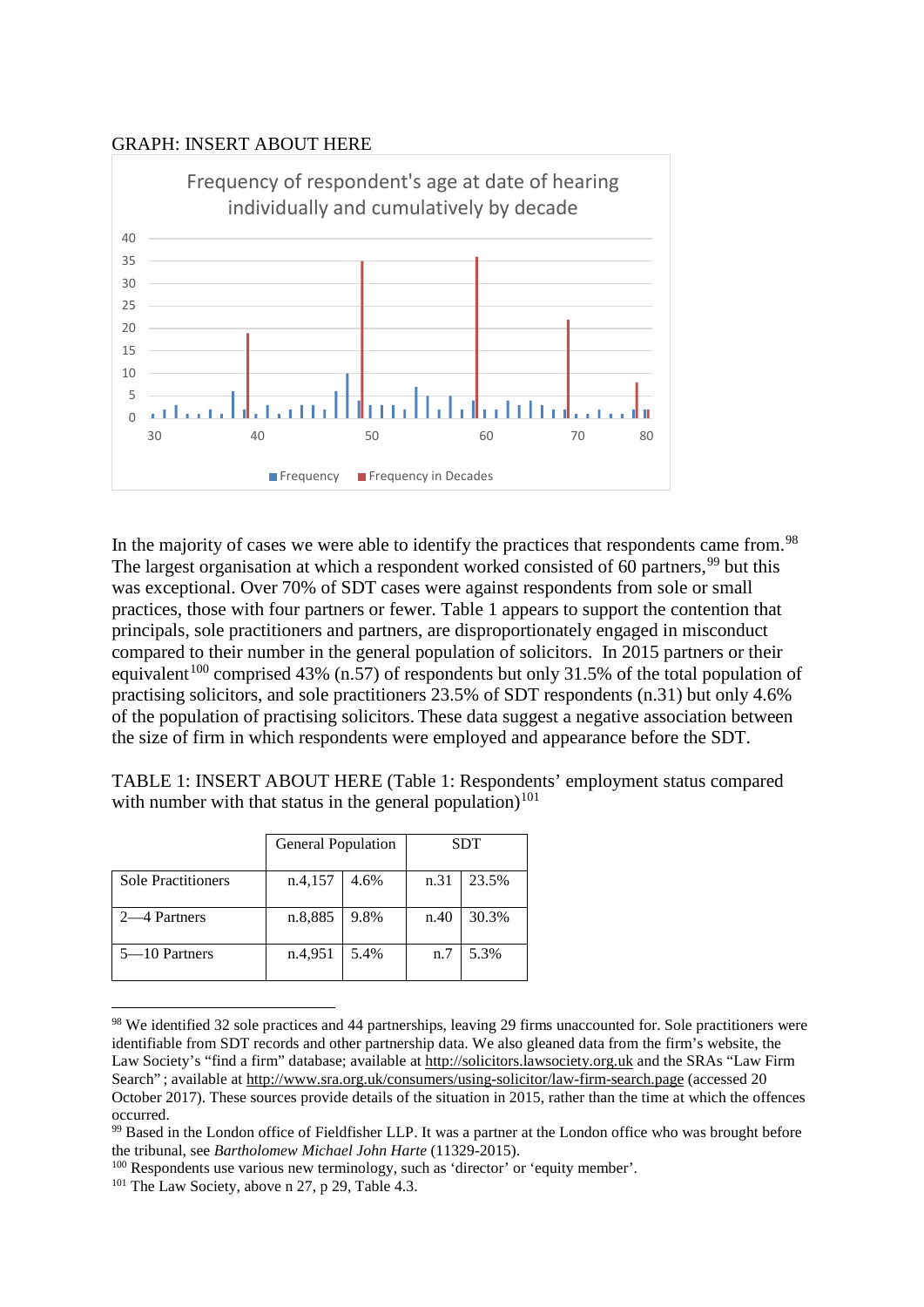GRAPH: INSERT ABOUT HERE

In the majority of cases we were able to identify the practices that respondents came from.[98] The largest organisation at which a respondent worked consisted of 60 partners,[99] but this was exceptional. Over 70% of SDT cases were against respondents from sole or small practices, those with four partners or fewer. Table 1 appears to support the contention that principals, sole practitioners and partners, are disproportionately engaged in misconduct compared to their number in the general population of solicitors. In 2015 partners or their equivalent[100] comprised 43% (n.57) of respondents but only 31.5% of the total population of practising solicitors, and sole practitioners 23.5% of SDT respondents (n.31) but only 4.6% of the population of practising solicitors. These data suggest a negative association between the size of firm in which respondents were employed and appearance before the SDT.

TABLE 1: INSERT ABOUT HERE (Table 1: Respondents' employment status compared with number with that status in the general population)[101]

| | General Population | | SDT | |
|---|---|---|---|---|
| Sole Practitioners | n.4,157 | 4.6% | n.31 | 23.5% |
| 2—4 Partners | n.8,885 | 9.8% | n.40 | 30.3% |
| 5—10 Partners | n.4,951 | 5.4% | n.7 | 5.3% |

---

[98] We identified 32 sole practices and 44 partnerships, leaving 29 firms unaccounted for. Sole practitioners were identifiable from SDT records and other partnership data. We also gleaned data from the firm's website, the Law Society's "find a firm" database; available at http://solicitors.lawsociety.org.uk and the SRAs "Law Firm Search"; available at http://www.sra.org.uk/consumers/using-solicitor/law-firm-search.page (accessed 20 October 2017). These sources provide details of the situation in 2015, rather than the time at which the offences occurred.

[99] Based in the London office of Fieldfisher LLP. It was a partner at the London office who was brought before the tribunal, see *Bartholomew Michael John Harte* (11329-2015).

[100] Respondents use various new terminology, such as 'director' or 'equity member'.

[101] The Law Society, above n 27, p 29, Table 4.3.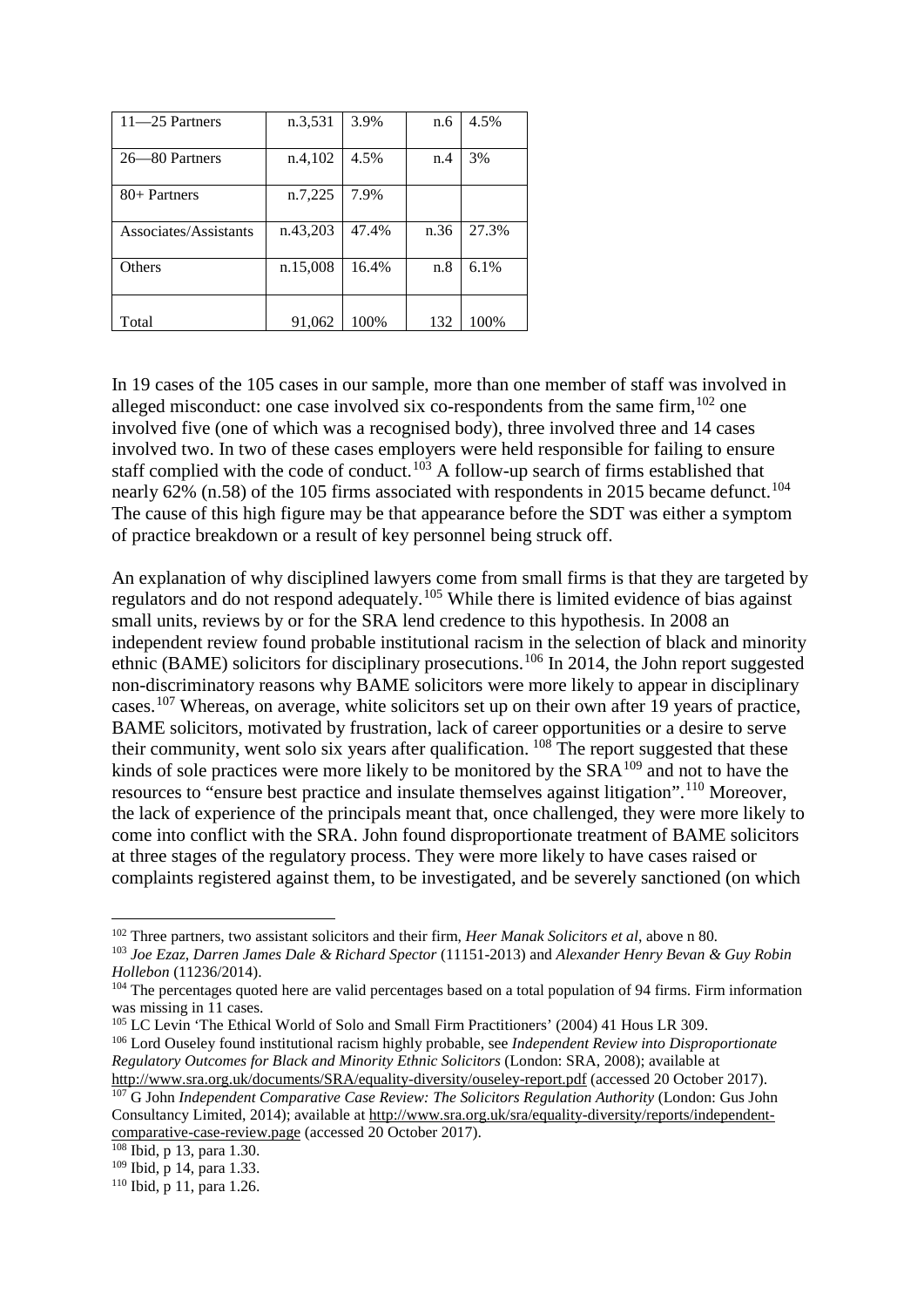| 11—25 Partners | n.3,531 | 3.9% | n.6 | 4.5% |
|---|---|---|---|---|
| 26—80 Partners | n.4,102 | 4.5% | n.4 | 3% |
| 80+ Partners | n.7,225 | 7.9% | | |
| Associates/Assistants | n.43,203 | 47.4% | n.36 | 27.3% |
| Others | n.15,008 | 16.4% | n.8 | 6.1% |
| Total | 91,062 | 100% | 132 | 100% |

In 19 cases of the 105 cases in our sample, more than one member of staff was involved in alleged misconduct: one case involved six co-respondents from the same firm,[102] one involved five (one of which was a recognised body), three involved three and 14 cases involved two. In two of these cases employers were held responsible for failing to ensure staff complied with the code of conduct.[103] A follow-up search of firms established that nearly 62% (n.58) of the 105 firms associated with respondents in 2015 became defunct.[104] The cause of this high figure may be that appearance before the SDT was either a symptom of practice breakdown or a result of key personnel being struck off.

An explanation of why disciplined lawyers come from small firms is that they are targeted by regulators and do not respond adequately.[105] While there is limited evidence of bias against small units, reviews by or for the SRA lend credence to this hypothesis. In 2008 an independent review found probable institutional racism in the selection of black and minority ethnic (BAME) solicitors for disciplinary prosecutions.[106] In 2014, the John report suggested non-discriminatory reasons why BAME solicitors were more likely to appear in disciplinary cases.[107] Whereas, on average, white solicitors set up on their own after 19 years of practice, BAME solicitors, motivated by frustration, lack of career opportunities or a desire to serve their community, went solo six years after qualification. [108] The report suggested that these kinds of sole practices were more likely to be monitored by the SRA[109] and not to have the resources to "ensure best practice and insulate themselves against litigation".[110] Moreover, the lack of experience of the principals meant that, once challenged, they were more likely to come into conflict with the SRA. John found disproportionate treatment of BAME solicitors at three stages of the regulatory process. They were more likely to have cases raised or complaints registered against them, to be investigated, and be severely sanctioned (on which

[102] Three partners, two assistant solicitors and their firm, *Heer Manak Solicitors et al*, above n 80.

[103] *Joe Ezaz, Darren James Dale & Richard Spector* (11151-2013) and *Alexander Henry Bevan & Guy Robin Hollebon* (11236/2014).

[104] The percentages quoted here are valid percentages based on a total population of 94 firms. Firm information was missing in 11 cases.

[105] LC Levin 'The Ethical World of Solo and Small Firm Practitioners' (2004) 41 Hous LR 309.

[106] Lord Ouseley found institutional racism highly probable, see *Independent Review into Disproportionate Regulatory Outcomes for Black and Minority Ethnic Solicitors* (London: SRA, 2008); available at http://www.sra.org.uk/documents/SRA/equality-diversity/ouseley-report.pdf (accessed 20 October 2017).

[107] G John *Independent Comparative Case Review: The Solicitors Regulation Authority* (London: Gus John Consultancy Limited, 2014); available at http://www.sra.org.uk/sra/equality-diversity/reports/independent-comparative-case-review.page (accessed 20 October 2017).

[108] Ibid, p 13, para 1.30.

[109] Ibid, p 14, para 1.33.

[110] Ibid, p 11, para 1.26.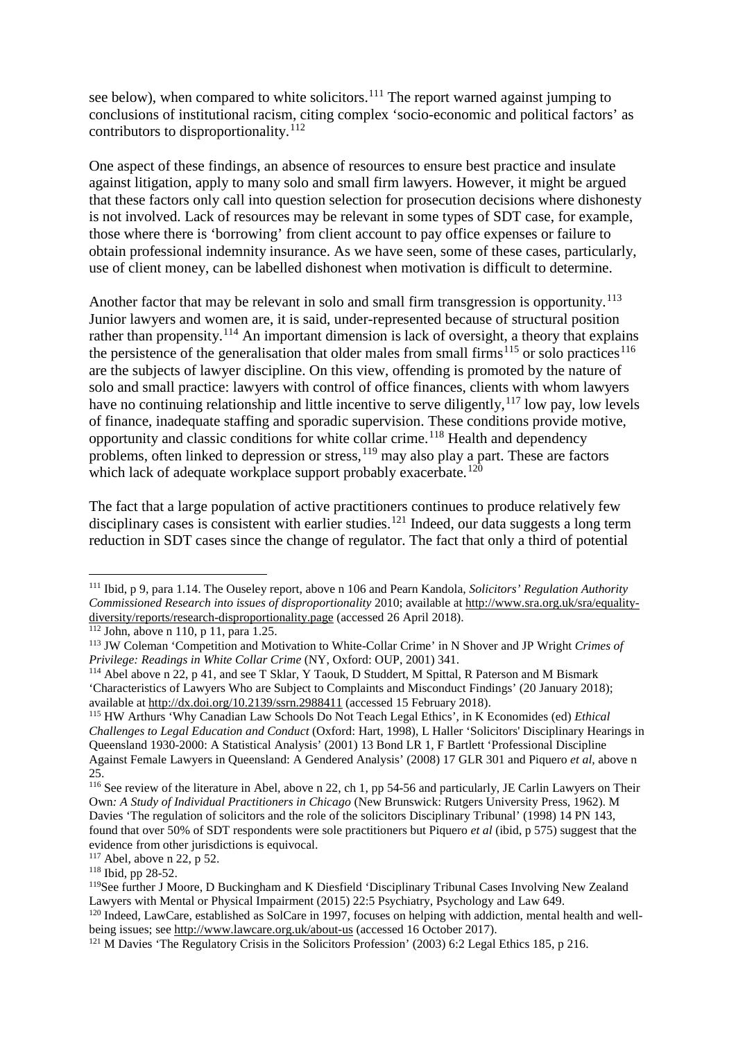see below), when compared to white solicitors.[111] The report warned against jumping to conclusions of institutional racism, citing complex 'socio-economic and political factors' as contributors to disproportionality.[112]

One aspect of these findings, an absence of resources to ensure best practice and insulate against litigation, apply to many solo and small firm lawyers. However, it might be argued that these factors only call into question selection for prosecution decisions where dishonesty is not involved. Lack of resources may be relevant in some types of SDT case, for example, those where there is 'borrowing' from client account to pay office expenses or failure to obtain professional indemnity insurance. As we have seen, some of these cases, particularly, use of client money, can be labelled dishonest when motivation is difficult to determine.

Another factor that may be relevant in solo and small firm transgression is opportunity.[113] Junior lawyers and women are, it is said, under-represented because of structural position rather than propensity.[114] An important dimension is lack of oversight, a theory that explains the persistence of the generalisation that older males from small firms[115] or solo practices[116] are the subjects of lawyer discipline. On this view, offending is promoted by the nature of solo and small practice: lawyers with control of office finances, clients with whom lawyers have no continuing relationship and little incentive to serve diligently,[117] low pay, low levels of finance, inadequate staffing and sporadic supervision. These conditions provide motive, opportunity and classic conditions for white collar crime.[118] Health and dependency problems, often linked to depression or stress,[119] may also play a part. These are factors which lack of adequate workplace support probably exacerbate.[120]

The fact that a large population of active practitioners continues to produce relatively few disciplinary cases is consistent with earlier studies.[121] Indeed, our data suggests a long term reduction in SDT cases since the change of regulator. The fact that only a third of potential

---

[111] Ibid, p 9, para 1.14. The Ouseley report, above n 106 and Pearn Kandola, *Solicitors' Regulation Authority Commissioned Research into issues of disproportionality* 2010; available at http://www.sra.org.uk/sra/equality-diversity/reports/research-disproportionality.page (accessed 26 April 2018).

[112] John, above n 110, p 11, para 1.25.

[113] JW Coleman 'Competition and Motivation to White-Collar Crime' in N Shover and JP Wright *Crimes of Privilege: Readings in White Collar Crime* (NY, Oxford: OUP, 2001) 341.

[114] Abel above n 22, p 41, and see T Sklar, Y Taouk, D Studdert, M Spittal, R Paterson and M Bismark 'Characteristics of Lawyers Who are Subject to Complaints and Misconduct Findings' (20 January 2018); available at http://dx.doi.org/10.2139/ssrn.2988411 (accessed 15 February 2018).

[115] HW Arthurs 'Why Canadian Law Schools Do Not Teach Legal Ethics', in K Economides (ed) *Ethical Challenges to Legal Education and Conduct* (Oxford: Hart, 1998), L Haller 'Solicitors' Disciplinary Hearings in Queensland 1930-2000: A Statistical Analysis' (2001) 13 Bond LR 1, F Bartlett 'Professional Discipline Against Female Lawyers in Queensland: A Gendered Analysis' (2008) 17 GLR 301 and Piquero *et al,* above n 25.

[116] See review of the literature in Abel, above n 22, ch 1, pp 54-56 and particularly, JE Carlin Lawyers on Their Own*: A Study of Individual Practitioners in Chicago* (New Brunswick: Rutgers University Press, 1962). M Davies 'The regulation of solicitors and the role of the solicitors Disciplinary Tribunal' (1998) 14 PN 143, found that over 50% of SDT respondents were sole practitioners but Piquero *et al* (ibid, p 575) suggest that the evidence from other jurisdictions is equivocal.

[117] Abel, above n 22, p 52.

[118] Ibid, pp 28-52.

[119] See further J Moore, D Buckingham and K Diesfield 'Disciplinary Tribunal Cases Involving New Zealand Lawyers with Mental or Physical Impairment (2015) 22:5 Psychiatry, Psychology and Law 649.

[120] Indeed, LawCare, established as SolCare in 1997, focuses on helping with addiction, mental health and well-being issues; see http://www.lawcare.org.uk/about-us (accessed 16 October 2017).

[121] M Davies 'The Regulatory Crisis in the Solicitors Profession' (2003) 6:2 Legal Ethics 185, p 216.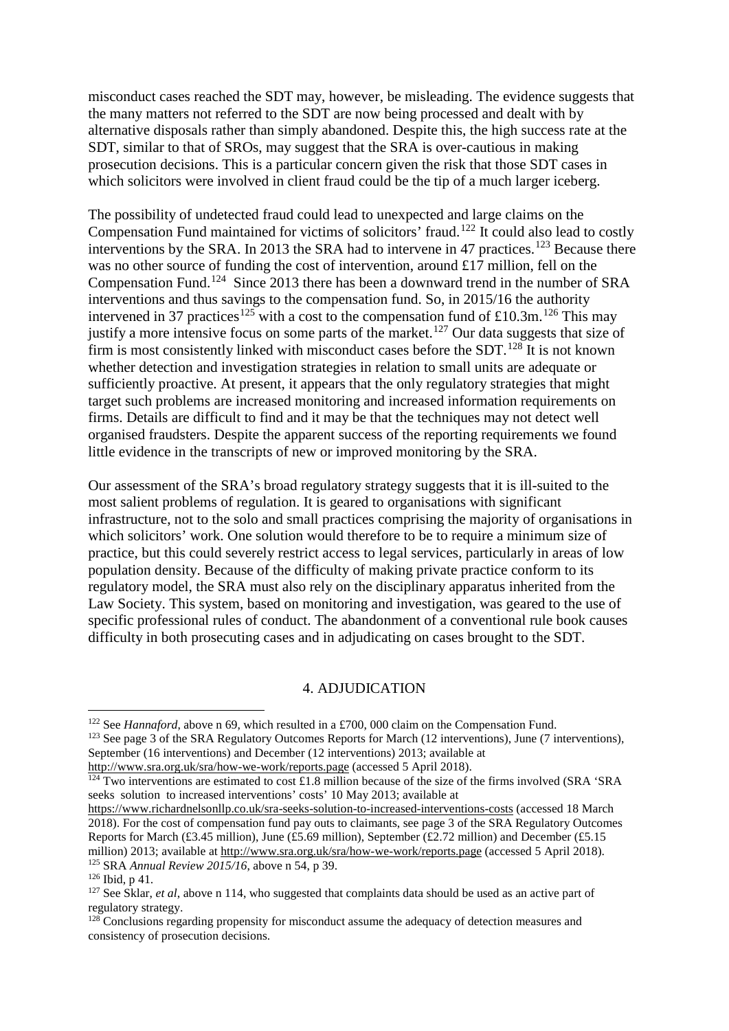misconduct cases reached the SDT may, however, be misleading. The evidence suggests that the many matters not referred to the SDT are now being processed and dealt with by alternative disposals rather than simply abandoned. Despite this, the high success rate at the SDT, similar to that of SROs, may suggest that the SRA is over-cautious in making prosecution decisions. This is a particular concern given the risk that those SDT cases in which solicitors were involved in client fraud could be the tip of a much larger iceberg.

The possibility of undetected fraud could lead to unexpected and large claims on the Compensation Fund maintained for victims of solicitors' fraud.[122] It could also lead to costly interventions by the SRA. In 2013 the SRA had to intervene in 47 practices.[123] Because there was no other source of funding the cost of intervention, around £17 million, fell on the Compensation Fund.[124] Since 2013 there has been a downward trend in the number of SRA interventions and thus savings to the compensation fund. So, in 2015/16 the authority intervened in 37 practices[125] with a cost to the compensation fund of £10.3m.[126] This may justify a more intensive focus on some parts of the market.[127] Our data suggests that size of firm is most consistently linked with misconduct cases before the SDT.[128] It is not known whether detection and investigation strategies in relation to small units are adequate or sufficiently proactive. At present, it appears that the only regulatory strategies that might target such problems are increased monitoring and increased information requirements on firms. Details are difficult to find and it may be that the techniques may not detect well organised fraudsters. Despite the apparent success of the reporting requirements we found little evidence in the transcripts of new or improved monitoring by the SRA.

Our assessment of the SRA's broad regulatory strategy suggests that it is ill-suited to the most salient problems of regulation. It is geared to organisations with significant infrastructure, not to the solo and small practices comprising the majority of organisations in which solicitors' work. One solution would therefore to be to require a minimum size of practice, but this could severely restrict access to legal services, particularly in areas of low population density. Because of the difficulty of making private practice conform to its regulatory model, the SRA must also rely on the disciplinary apparatus inherited from the Law Society. This system, based on monitoring and investigation, was geared to the use of specific professional rules of conduct. The abandonment of a conventional rule book causes difficulty in both prosecuting cases and in adjudicating on cases brought to the SDT.

## 4. ADJUDICATION

---

[122] See *Hannaford*, above n 69, which resulted in a £700, 000 claim on the Compensation Fund.

[123] See page 3 of the SRA Regulatory Outcomes Reports for March (12 interventions), June (7 interventions), September (16 interventions) and December (12 interventions) 2013; available at http://www.sra.org.uk/sra/how-we-work/reports.page (accessed 5 April 2018).

[124] Two interventions are estimated to cost £1.8 million because of the size of the firms involved (SRA 'SRA seeks solution to increased interventions' costs' 10 May 2013; available at https://www.richardnelsonllp.co.uk/sra-seeks-solution-to-increased-interventions-costs (accessed 18 March 2018). For the cost of compensation fund pay outs to claimants, see page 3 of the SRA Regulatory Outcomes Reports for March (£3.45 million), June (£5.69 million), September (£2.72 million) and December (£5.15 million) 2013; available at http://www.sra.org.uk/sra/how-we-work/reports.page (accessed 5 April 2018).

[125] SRA *Annual Review 2015/16*, above n 54, p 39.

[126] Ibid, p 41.

[127] See Sklar, *et al*, above n 114, who suggested that complaints data should be used as an active part of regulatory strategy.

[128] Conclusions regarding propensity for misconduct assume the adequacy of detection measures and consistency of prosecution decisions.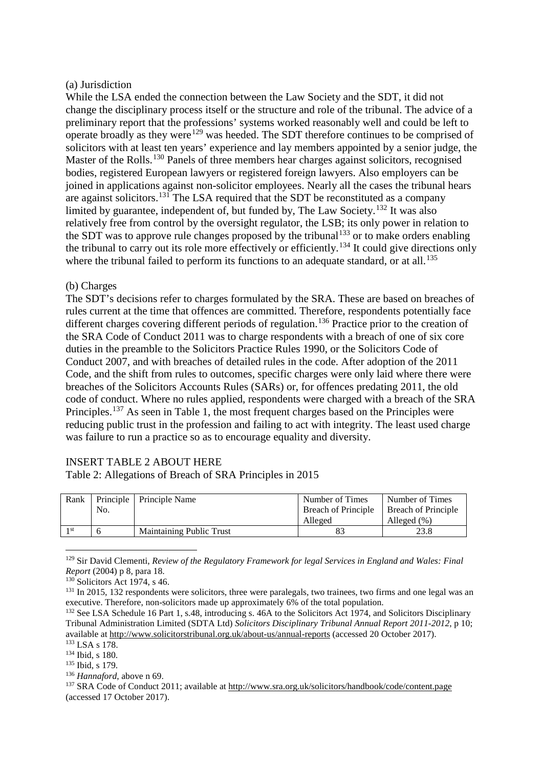(a) Jurisdiction

While the LSA ended the connection between the Law Society and the SDT, it did not change the disciplinary process itself or the structure and role of the tribunal. The advice of a preliminary report that the professions' systems worked reasonably well and could be left to operate broadly as they were[129] was heeded. The SDT therefore continues to be comprised of solicitors with at least ten years' experience and lay members appointed by a senior judge, the Master of the Rolls.[130] Panels of three members hear charges against solicitors, recognised bodies, registered European lawyers or registered foreign lawyers. Also employers can be joined in applications against non-solicitor employees. Nearly all the cases the tribunal hears are against solicitors.[131] The LSA required that the SDT be reconstituted as a company limited by guarantee, independent of, but funded by, The Law Society.[132] It was also relatively free from control by the oversight regulator, the LSB; its only power in relation to the SDT was to approve rule changes proposed by the tribunal[133] or to make orders enabling the tribunal to carry out its role more effectively or efficiently.[134] It could give directions only where the tribunal failed to perform its functions to an adequate standard, or at all.[135]

(b) Charges

The SDT's decisions refer to charges formulated by the SRA. These are based on breaches of rules current at the time that offences are committed. Therefore, respondents potentially face different charges covering different periods of regulation.[136] Practice prior to the creation of the SRA Code of Conduct 2011 was to charge respondents with a breach of one of six core duties in the preamble to the Solicitors Practice Rules 1990, or the Solicitors Code of Conduct 2007, and with breaches of detailed rules in the code. After adoption of the 2011 Code, and the shift from rules to outcomes, specific charges were only laid where there were breaches of the Solicitors Accounts Rules (SARs) or, for offences predating 2011, the old code of conduct. Where no rules applied, respondents were charged with a breach of the SRA Principles.[137] As seen in Table 1, the most frequent charges based on the Principles were reducing public trust in the profession and failing to act with integrity. The least used charge was failure to run a practice so as to encourage equality and diversity.

INSERT TABLE 2 ABOUT HERE

Table 2: Allegations of Breach of SRA Principles in 2015

| Rank | Principle No. | Principle Name | Number of Times Breach of Principle Alleged | Number of Times Breach of Principle Alleged (%) |
|---|---|---|---|---|
| 1st | 6 | Maintaining Public Trust | 83 | 23.8 |

---

[129] Sir David Clementi, *Review of the Regulatory Framework for legal Services in England and Wales: Final Report* (2004) p 8, para 18.

[130] Solicitors Act 1974, s 46.

[131] In 2015, 132 respondents were solicitors, three were paralegals, two trainees, two firms and one legal was an executive. Therefore, non-solicitors made up approximately 6% of the total population.

[132] See LSA Schedule 16 Part 1, s.48, introducing s. 46A to the Solicitors Act 1974, and Solicitors Disciplinary Tribunal Administration Limited (SDTA Ltd) *Solicitors Disciplinary Tribunal Annual Report 2011-2012*, p 10; available at http://www.solicitorstribunal.org.uk/about-us/annual-reports (accessed 20 October 2017).

[133] LSA s 178.

[134] Ibid, s 180.

[135] Ibid, s 179.

[136] *Hannaford*, above n 69.

[137] SRA Code of Conduct 2011; available at http://www.sra.org.uk/solicitors/handbook/code/content.page (accessed 17 October 2017).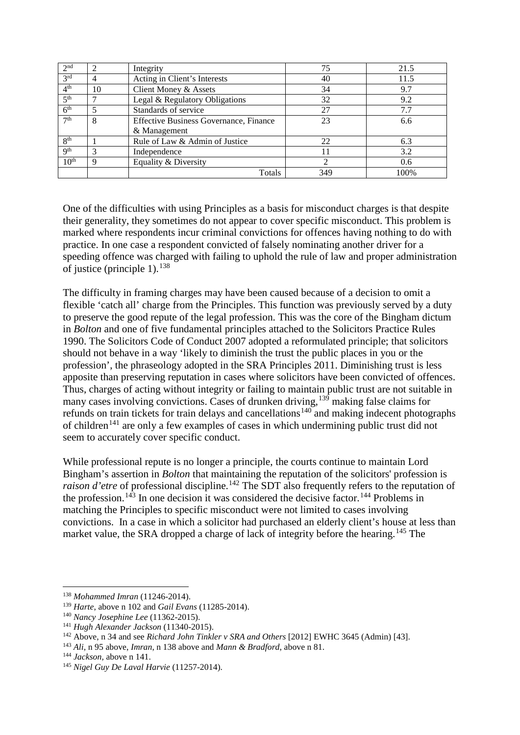| 2nd | 2 | Integrity | 75 | 21.5 |
|---|---|---|---|---|
| 3rd | 4 | Acting in Client's Interests | 40 | 11.5 |
| 4th | 10 | Client Money & Assets | 34 | 9.7 |
| 5th | 7 | Legal & Regulatory Obligations | 32 | 9.2 |
| 6th | 5 | Standards of service | 27 | 7.7 |
| 7th | 8 | Effective Business Governance, Finance & Management | 23 | 6.6 |
| 8th | 1 | Rule of Law & Admin of Justice | 22 | 6.3 |
| 9th | 3 | Independence | 11 | 3.2 |
| 10th | 9 | Equality & Diversity | 2 | 0.6 |
| | | Totals | 349 | 100% |

One of the difficulties with using Principles as a basis for misconduct charges is that despite their generality, they sometimes do not appear to cover specific misconduct. This problem is marked where respondents incur criminal convictions for offences having nothing to do with practice. In one case a respondent convicted of falsely nominating another driver for a speeding offence was charged with failing to uphold the rule of law and proper administration of justice (principle 1).[138]

The difficulty in framing charges may have been caused because of a decision to omit a flexible 'catch all' charge from the Principles. This function was previously served by a duty to preserve the good repute of the legal profession. This was the core of the Bingham dictum in *Bolton* and one of five fundamental principles attached to the Solicitors Practice Rules 1990. The Solicitors Code of Conduct 2007 adopted a reformulated principle; that solicitors should not behave in a way 'likely to diminish the trust the public places in you or the profession', the phraseology adopted in the SRA Principles 2011. Diminishing trust is less apposite than preserving reputation in cases where solicitors have been convicted of offences. Thus, charges of acting without integrity or failing to maintain public trust are not suitable in many cases involving convictions. Cases of drunken driving,[139] making false claims for refunds on train tickets for train delays and cancellations[140] and making indecent photographs of children[141] are only a few examples of cases in which undermining public trust did not seem to accurately cover specific conduct.

While professional repute is no longer a principle, the courts continue to maintain Lord Bingham's assertion in *Bolton* that maintaining the reputation of the solicitors' profession is *raison d'etre* of professional discipline.[142] The SDT also frequently refers to the reputation of the profession.[143] In one decision it was considered the decisive factor.[144] Problems in matching the Principles to specific misconduct were not limited to cases involving convictions. In a case in which a solicitor had purchased an elderly client's house at less than market value, the SRA dropped a charge of lack of integrity before the hearing.[145] The

---

[138] *Mohammed Imran* (11246-2014).

[139] *Harte*, above n 102 and *Gail Evans* (11285-2014).

[140] *Nancy Josephine Lee* (11362-2015).

[141] *Hugh Alexander Jackson* (11340-2015).

[142] Above, n 34 and see *Richard John Tinkler v SRA and Others* [2012] EWHC 3645 (Admin) [43].

[143] *Ali*, n 95 above, *Imran*, n 138 above and *Mann & Bradford*, above n 81.

[144] *Jackson*, above n 141.

[145] *Nigel Guy De Laval Harvie* (11257-2014).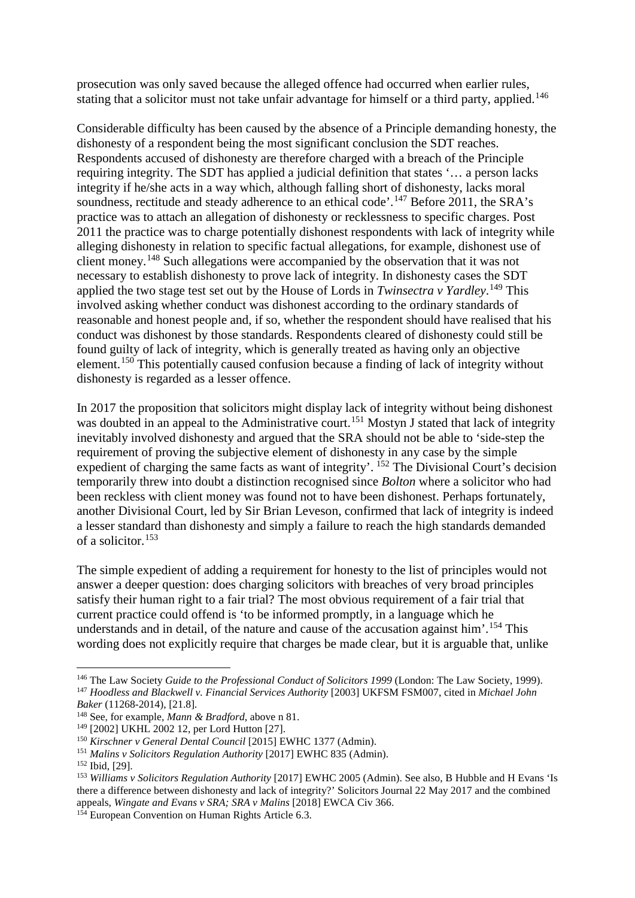prosecution was only saved because the alleged offence had occurred when earlier rules, stating that a solicitor must not take unfair advantage for himself or a third party, applied.[146]

Considerable difficulty has been caused by the absence of a Principle demanding honesty, the dishonesty of a respondent being the most significant conclusion the SDT reaches. Respondents accused of dishonesty are therefore charged with a breach of the Principle requiring integrity. The SDT has applied a judicial definition that states '… a person lacks integrity if he/she acts in a way which, although falling short of dishonesty, lacks moral soundness, rectitude and steady adherence to an ethical code'.[147] Before 2011, the SRA's practice was to attach an allegation of dishonesty or recklessness to specific charges. Post 2011 the practice was to charge potentially dishonest respondents with lack of integrity while alleging dishonesty in relation to specific factual allegations, for example, dishonest use of client money.[148] Such allegations were accompanied by the observation that it was not necessary to establish dishonesty to prove lack of integrity. In dishonesty cases the SDT applied the two stage test set out by the House of Lords in *Twinsectra v Yardley*.[149] This involved asking whether conduct was dishonest according to the ordinary standards of reasonable and honest people and, if so, whether the respondent should have realised that his conduct was dishonest by those standards. Respondents cleared of dishonesty could still be found guilty of lack of integrity, which is generally treated as having only an objective element.[150] This potentially caused confusion because a finding of lack of integrity without dishonesty is regarded as a lesser offence.

In 2017 the proposition that solicitors might display lack of integrity without being dishonest was doubted in an appeal to the Administrative court.[151] Mostyn J stated that lack of integrity inevitably involved dishonesty and argued that the SRA should not be able to 'side-step the requirement of proving the subjective element of dishonesty in any case by the simple expedient of charging the same facts as want of integrity'. [152] The Divisional Court's decision temporarily threw into doubt a distinction recognised since *Bolton* where a solicitor who had been reckless with client money was found not to have been dishonest. Perhaps fortunately, another Divisional Court, led by Sir Brian Leveson, confirmed that lack of integrity is indeed a lesser standard than dishonesty and simply a failure to reach the high standards demanded of a solicitor.[153]

The simple expedient of adding a requirement for honesty to the list of principles would not answer a deeper question: does charging solicitors with breaches of very broad principles satisfy their human right to a fair trial? The most obvious requirement of a fair trial that current practice could offend is 'to be informed promptly, in a language which he understands and in detail, of the nature and cause of the accusation against him'.[154] This wording does not explicitly require that charges be made clear, but it is arguable that, unlike

---

[146] The Law Society *Guide to the Professional Conduct of Solicitors 1999* (London: The Law Society, 1999).

[147] *Hoodless and Blackwell v. Financial Services Authority* [2003] UKFSM FSM007, cited in *Michael John Baker* (11268-2014), [21.8].

[148] See, for example, *Mann & Bradford*, above n 81.

[149] [2002] UKHL 2002 12, per Lord Hutton [27].

[150] *Kirschner v General Dental Council* [2015] EWHC 1377 (Admin).

[151] *Malins v Solicitors Regulation Authority* [2017] EWHC 835 (Admin).

[152] Ibid, [29].

[153] *Williams v Solicitors Regulation Authority* [2017] EWHC 2005 (Admin). See also, B Hubble and H Evans 'Is there a difference between dishonesty and lack of integrity?' Solicitors Journal 22 May 2017 and the combined appeals, *Wingate and Evans v SRA; SRA v Malins* [2018] EWCA Civ 366.

[154] European Convention on Human Rights Article 6.3.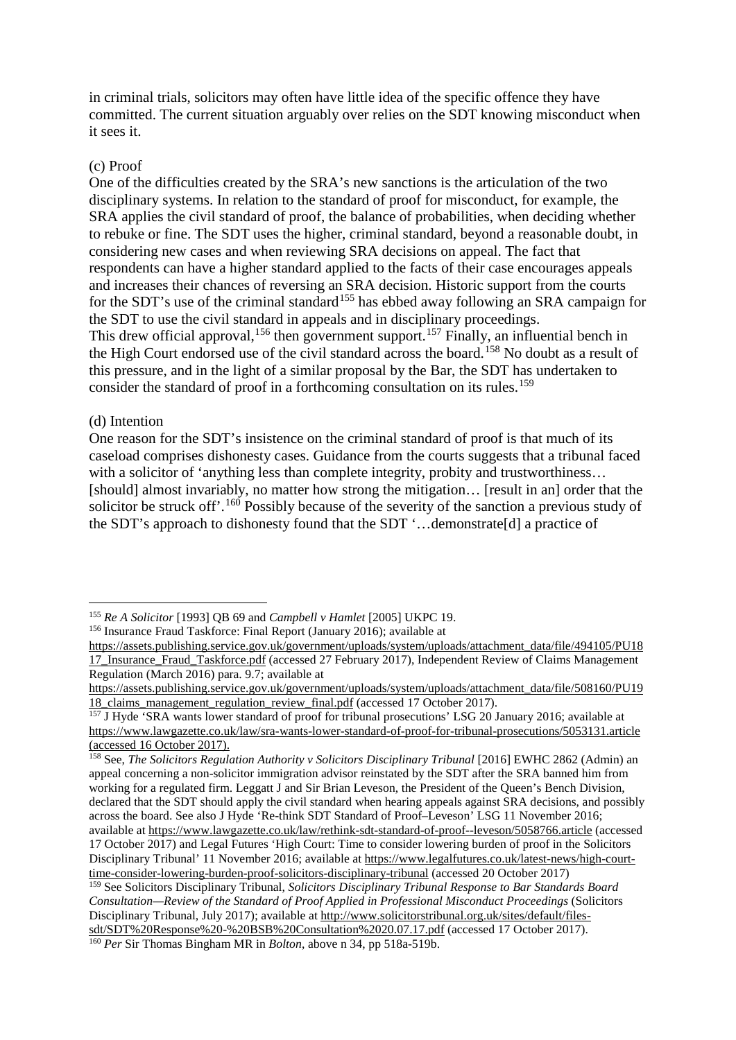in criminal trials, solicitors may often have little idea of the specific offence they have committed. The current situation arguably over relies on the SDT knowing misconduct when it sees it.

(c) Proof

One of the difficulties created by the SRA's new sanctions is the articulation of the two disciplinary systems. In relation to the standard of proof for misconduct, for example, the SRA applies the civil standard of proof, the balance of probabilities, when deciding whether to rebuke or fine. The SDT uses the higher, criminal standard, beyond a reasonable doubt, in considering new cases and when reviewing SRA decisions on appeal. The fact that respondents can have a higher standard applied to the facts of their case encourages appeals and increases their chances of reversing an SRA decision. Historic support from the courts for the SDT's use of the criminal standard[155] has ebbed away following an SRA campaign for the SDT to use the civil standard in appeals and in disciplinary proceedings.
This drew official approval,[156] then government support.[157] Finally, an influential bench in the High Court endorsed use of the civil standard across the board.[158] No doubt as a result of this pressure, and in the light of a similar proposal by the Bar, the SDT has undertaken to consider the standard of proof in a forthcoming consultation on its rules.[159]

(d) Intention

One reason for the SDT's insistence on the criminal standard of proof is that much of its caseload comprises dishonesty cases. Guidance from the courts suggests that a tribunal faced with a solicitor of 'anything less than complete integrity, probity and trustworthiness… [should] almost invariably, no matter how strong the mitigation… [result in an] order that the solicitor be struck off'.[160] Possibly because of the severity of the sanction a previous study of the SDT's approach to dishonesty found that the SDT '…demonstrate[d] a practice of

---

[155] *Re A Solicitor* [1993] QB 69 and *Campbell v Hamlet* [2005] UKPC 19.

[156] Insurance Fraud Taskforce: Final Report (January 2016); available at https://assets.publishing.service.gov.uk/government/uploads/system/uploads/attachment_data/file/494105/PU1817_Insurance_Fraud_Taskforce.pdf (accessed 27 February 2017), Independent Review of Claims Management Regulation (March 2016) para. 9.7; available at https://assets.publishing.service.gov.uk/government/uploads/system/uploads/attachment_data/file/508160/PU1918_claims_management_regulation_review_final.pdf (accessed 17 October 2017).

[157] J Hyde 'SRA wants lower standard of proof for tribunal prosecutions' LSG 20 January 2016; available at https://www.lawgazette.co.uk/law/sra-wants-lower-standard-of-proof-for-tribunal-prosecutions/5053131.article (accessed 16 October 2017).

[158] See, *The Solicitors Regulation Authority v Solicitors Disciplinary Tribunal* [2016] EWHC 2862 (Admin) an appeal concerning a non-solicitor immigration advisor reinstated by the SDT after the SRA banned him from working for a regulated firm. Leggatt J and Sir Brian Leveson, the President of the Queen's Bench Division, declared that the SDT should apply the civil standard when hearing appeals against SRA decisions, and possibly across the board. See also J Hyde 'Re-think SDT Standard of Proof–Leveson' LSG 11 November 2016; available at https://www.lawgazette.co.uk/law/rethink-sdt-standard-of-proof--leveson/5058766.article (accessed 17 October 2017) and Legal Futures 'High Court: Time to consider lowering burden of proof in the Solicitors Disciplinary Tribunal' 11 November 2016; available at https://www.legalfutures.co.uk/latest-news/high-court-time-consider-lowering-burden-proof-solicitors-disciplinary-tribunal (accessed 20 October 2017)

[159] See Solicitors Disciplinary Tribunal, *Solicitors Disciplinary Tribunal Response to Bar Standards Board Consultation—Review of the Standard of Proof Applied in Professional Misconduct Proceedings* (Solicitors Disciplinary Tribunal, July 2017); available at http://www.solicitorstribunal.org.uk/sites/default/files-sdt/SDT%20Response%20-%20BSB%20Consultation%2020.07.17.pdf (accessed 17 October 2017).

[160] *Per* Sir Thomas Bingham MR in *Bolton*, above n 34, pp 518a-519b.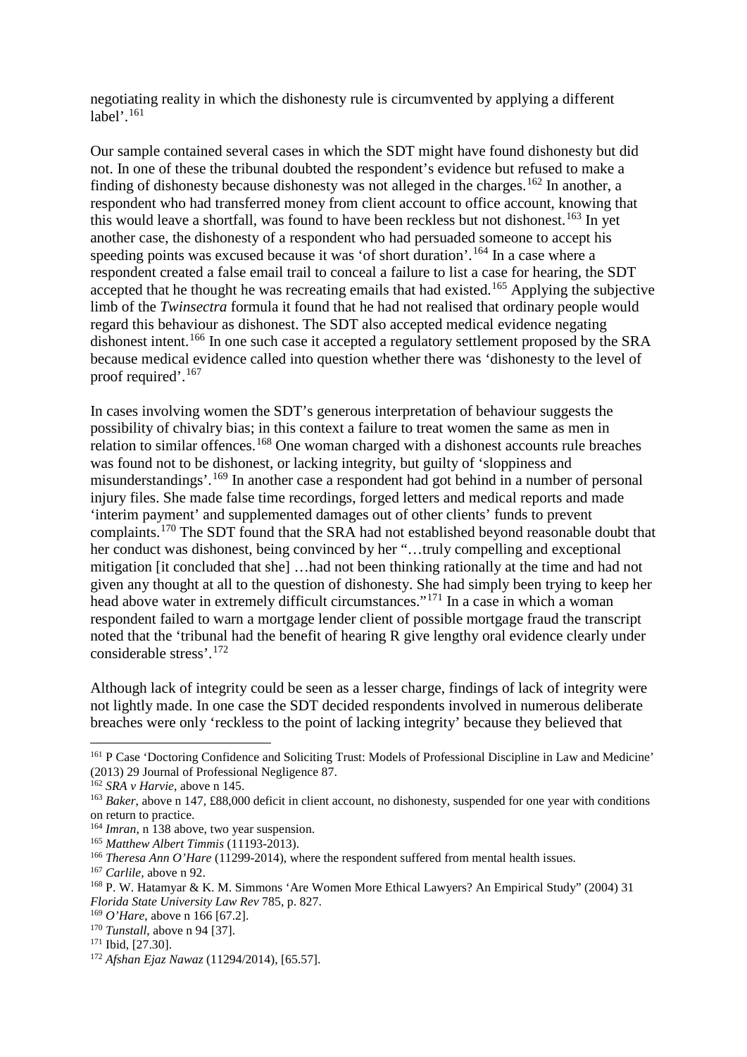negotiating reality in which the dishonesty rule is circumvented by applying a different label'.[161]

Our sample contained several cases in which the SDT might have found dishonesty but did not. In one of these the tribunal doubted the respondent's evidence but refused to make a finding of dishonesty because dishonesty was not alleged in the charges.[162] In another, a respondent who had transferred money from client account to office account, knowing that this would leave a shortfall, was found to have been reckless but not dishonest.[163] In yet another case, the dishonesty of a respondent who had persuaded someone to accept his speeding points was excused because it was 'of short duration'.[164] In a case where a respondent created a false email trail to conceal a failure to list a case for hearing, the SDT accepted that he thought he was recreating emails that had existed.[165] Applying the subjective limb of the *Twinsectra* formula it found that he had not realised that ordinary people would regard this behaviour as dishonest. The SDT also accepted medical evidence negating dishonest intent.[166] In one such case it accepted a regulatory settlement proposed by the SRA because medical evidence called into question whether there was 'dishonesty to the level of proof required'.[167]

In cases involving women the SDT's generous interpretation of behaviour suggests the possibility of chivalry bias; in this context a failure to treat women the same as men in relation to similar offences.[168] One woman charged with a dishonest accounts rule breaches was found not to be dishonest, or lacking integrity, but guilty of 'sloppiness and misunderstandings'.[169] In another case a respondent had got behind in a number of personal injury files. She made false time recordings, forged letters and medical reports and made 'interim payment' and supplemented damages out of other clients' funds to prevent complaints.[170] The SDT found that the SRA had not established beyond reasonable doubt that her conduct was dishonest, being convinced by her "…truly compelling and exceptional mitigation [it concluded that she] …had not been thinking rationally at the time and had not given any thought at all to the question of dishonesty. She had simply been trying to keep her head above water in extremely difficult circumstances."[171] In a case in which a woman respondent failed to warn a mortgage lender client of possible mortgage fraud the transcript noted that the 'tribunal had the benefit of hearing R give lengthy oral evidence clearly under considerable stress'.[172]

Although lack of integrity could be seen as a lesser charge, findings of lack of integrity were not lightly made. In one case the SDT decided respondents involved in numerous deliberate breaches were only 'reckless to the point of lacking integrity' because they believed that

---

[161] P Case 'Doctoring Confidence and Soliciting Trust: Models of Professional Discipline in Law and Medicine' (2013) 29 Journal of Professional Negligence 87.

[162] *SRA v Harvie*, above n 145.

[163] *Baker*, above n 147, £88,000 deficit in client account, no dishonesty, suspended for one year with conditions on return to practice.

[164] *Imran*, n 138 above, two year suspension.

[165] *Matthew Albert Timmis* (11193-2013).

[166] *Theresa Ann O'Hare* (11299-2014), where the respondent suffered from mental health issues.

[167] *Carlile,* above n 92.

[168] P. W. Hatamyar & K. M. Simmons 'Are Women More Ethical Lawyers? An Empirical Study" (2004) 31 *Florida State University Law Rev* 785, p. 827.

[169] *O'Hare*, above n 166 [67.2].

[170] *Tunstall*, above n 94 [37].

[171] Ibid, [27.30].

[172] *Afshan Ejaz Nawaz* (11294/2014), [65.57].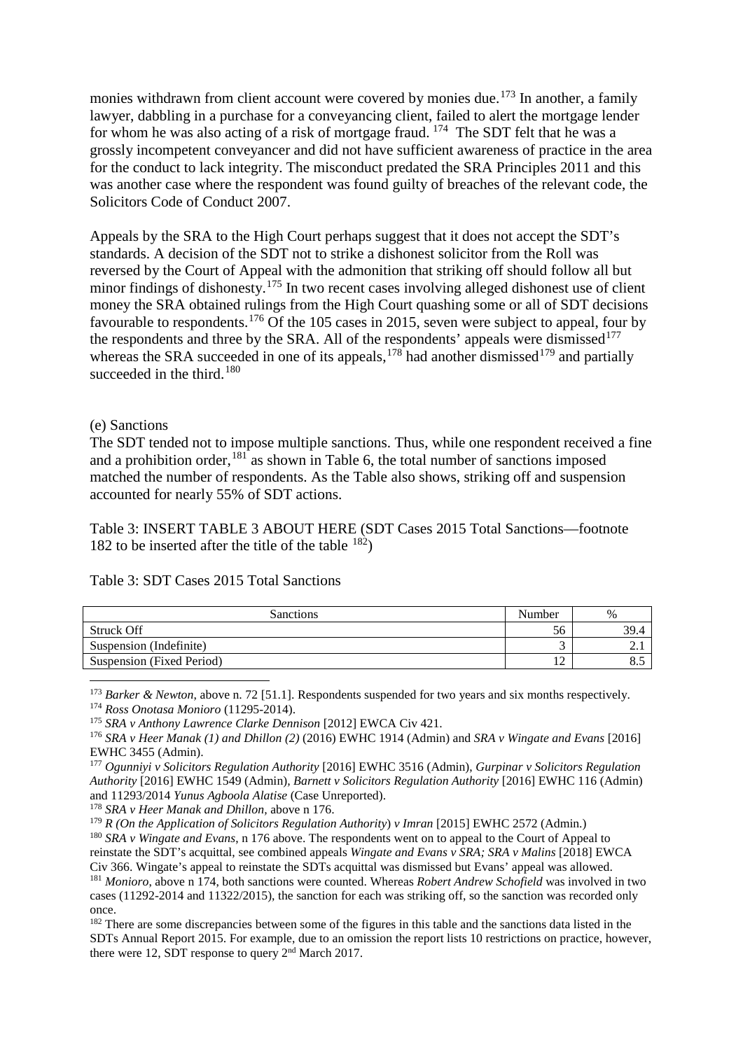monies withdrawn from client account were covered by monies due.[173] In another, a family lawyer, dabbling in a purchase for a conveyancing client, failed to alert the mortgage lender for whom he was also acting of a risk of mortgage fraud. [174] The SDT felt that he was a grossly incompetent conveyancer and did not have sufficient awareness of practice in the area for the conduct to lack integrity. The misconduct predated the SRA Principles 2011 and this was another case where the respondent was found guilty of breaches of the relevant code, the Solicitors Code of Conduct 2007.

Appeals by the SRA to the High Court perhaps suggest that it does not accept the SDT's standards. A decision of the SDT not to strike a dishonest solicitor from the Roll was reversed by the Court of Appeal with the admonition that striking off should follow all but minor findings of dishonesty.[175] In two recent cases involving alleged dishonest use of client money the SRA obtained rulings from the High Court quashing some or all of SDT decisions favourable to respondents.[176] Of the 105 cases in 2015, seven were subject to appeal, four by the respondents and three by the SRA. All of the respondents' appeals were dismissed[177] whereas the SRA succeeded in one of its appeals,[178] had another dismissed[179] and partially succeeded in the third.[180]

(e) Sanctions

The SDT tended not to impose multiple sanctions. Thus, while one respondent received a fine and a prohibition order,[181] as shown in Table 6, the total number of sanctions imposed matched the number of respondents. As the Table also shows, striking off and suspension accounted for nearly 55% of SDT actions.

Table 3: INSERT TABLE 3 ABOUT HERE (SDT Cases 2015 Total Sanctions—footnote 182 to be inserted after the title of the table [182])

Table 3: SDT Cases 2015 Total Sanctions

| Sanctions | Number | % |
|---|---|---|
| Struck Off | 56 | 39.4 |
| Suspension (Indefinite) | 3 | 2.1 |
| Suspension (Fixed Period) | 12 | 8.5 |

[173] *Barker & Newton*, above n. 72 [51.1]. Respondents suspended for two years and six months respectively.

[174] *Ross Onotasa Monioro* (11295-2014).

[175] *SRA v Anthony Lawrence Clarke Dennison* [2012] EWCA Civ 421.

[176] *SRA v Heer Manak (1) and Dhillon (2)* (2016) EWHC 1914 (Admin) and *SRA v Wingate and Evans* [2016] EWHC 3455 (Admin).

[177] *Ogunniyi v Solicitors Regulation Authority* [2016] EWHC 3516 (Admin), *Gurpinar v Solicitors Regulation Authority* [2016] EWHC 1549 (Admin), *Barnett v Solicitors Regulation Authority* [2016] EWHC 116 (Admin) and 11293/2014 *Yunus Agboola Alatise* (Case Unreported).

[178] *SRA v Heer Manak and Dhillon*, above n 176.

[179] *R (On the Application of Solicitors Regulation Authority) v Imran* [2015] EWHC 2572 (Admin.)

[180] *SRA v Wingate and Evans*, n 176 above. The respondents went on to appeal to the Court of Appeal to reinstate the SDT's acquittal, see combined appeals *Wingate and Evans v SRA; SRA v Malins* [2018] EWCA Civ 366. Wingate's appeal to reinstate the SDTs acquittal was dismissed but Evans' appeal was allowed.

[181] *Monioro*, above n 174, both sanctions were counted. Whereas *Robert Andrew Schofield* was involved in two cases (11292-2014 and 11322/2015), the sanction for each was striking off, so the sanction was recorded only once.

[182] There are some discrepancies between some of the figures in this table and the sanctions data listed in the SDTs Annual Report 2015. For example, due to an omission the report lists 10 restrictions on practice, however, there were 12, SDT response to query 2nd March 2017.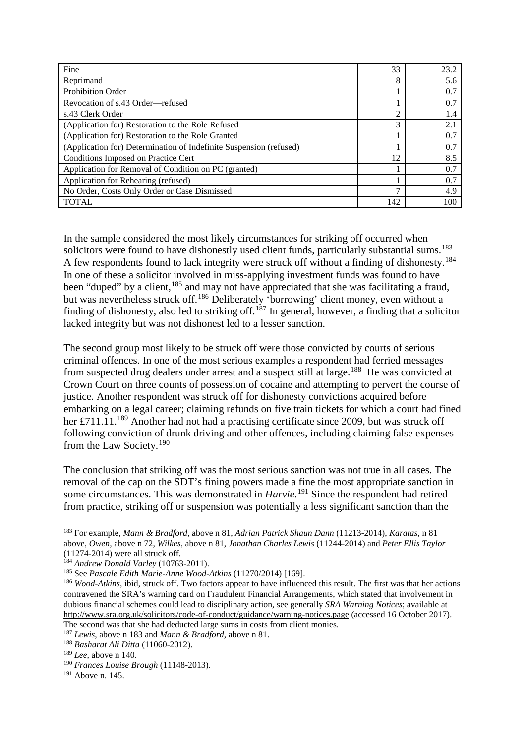| Fine | 33 | 23.2 |
|---|---|---|
| Reprimand | 8 | 5.6 |
| Prohibition Order | 1 | 0.7 |
| Revocation of s.43 Order—refused | 1 | 0.7 |
| s.43 Clerk Order | 2 | 1.4 |
| (Application for) Restoration to the Role Refused | 3 | 2.1 |
| (Application for) Restoration to the Role Granted | 1 | 0.7 |
| (Application for) Determination of Indefinite Suspension (refused) | 1 | 0.7 |
| Conditions Imposed on Practice Cert | 12 | 8.5 |
| Application for Removal of Condition on PC (granted) | 1 | 0.7 |
| Application for Rehearing (refused) | 1 | 0.7 |
| No Order, Costs Only Order or Case Dismissed | 7 | 4.9 |
| TOTAL | 142 | 100 |

In the sample considered the most likely circumstances for striking off occurred when solicitors were found to have dishonestly used client funds, particularly substantial sums.[183] A few respondents found to lack integrity were struck off without a finding of dishonesty.[184] In one of these a solicitor involved in miss-applying investment funds was found to have been "duped" by a client,[185] and may not have appreciated that she was facilitating a fraud, but was nevertheless struck off.[186] Deliberately 'borrowing' client money, even without a finding of dishonesty, also led to striking off.[187] In general, however, a finding that a solicitor lacked integrity but was not dishonest led to a lesser sanction.

The second group most likely to be struck off were those convicted by courts of serious criminal offences. In one of the most serious examples a respondent had ferried messages from suspected drug dealers under arrest and a suspect still at large.[188] He was convicted at Crown Court on three counts of possession of cocaine and attempting to pervert the course of justice. Another respondent was struck off for dishonesty convictions acquired before embarking on a legal career; claiming refunds on five train tickets for which a court had fined her £711.11.[189] Another had not had a practising certificate since 2009, but was struck off following conviction of drunk driving and other offences, including claiming false expenses from the Law Society.[190]

The conclusion that striking off was the most serious sanction was not true in all cases. The removal of the cap on the SDT's fining powers made a fine the most appropriate sanction in some circumstances. This was demonstrated in *Harvie*.[191] Since the respondent had retired from practice, striking off or suspension was potentially a less significant sanction than the

---

[183] For example, *Mann & Bradford*, above n 81, *Adrian Patrick Shaun Dann* (11213-2014), *Karatas*, n 81 above, *Owen*, above n 72, *Wilkes*, above n 81, *Jonathan Charles Lewis* (11244-2014) and *Peter Ellis Taylor* (11274-2014) were all struck off.

[184] *Andrew Donald Varley* (10763-2011).

[185] See *Pascale Edith Marie-Anne Wood-Atkins* (11270/2014) [169].

[186] *Wood-Atkins*, ibid, struck off. Two factors appear to have influenced this result. The first was that her actions contravened the SRA's warning card on Fraudulent Financial Arrangements, which stated that involvement in dubious financial schemes could lead to disciplinary action, see generally *SRA Warning Notices*; available at http://www.sra.org.uk/solicitors/code-of-conduct/guidance/warning-notices.page (accessed 16 October 2017). The second was that she had deducted large sums in costs from client monies.

[187] *Lewis*, above n 183 and *Mann & Bradford*, above n 81.

[188] *Basharat Ali Ditta* (11060-2012).

[189] *Lee*, above n 140.

[190] *Frances Louise Brough* (11148-2013).

[191] Above n. 145.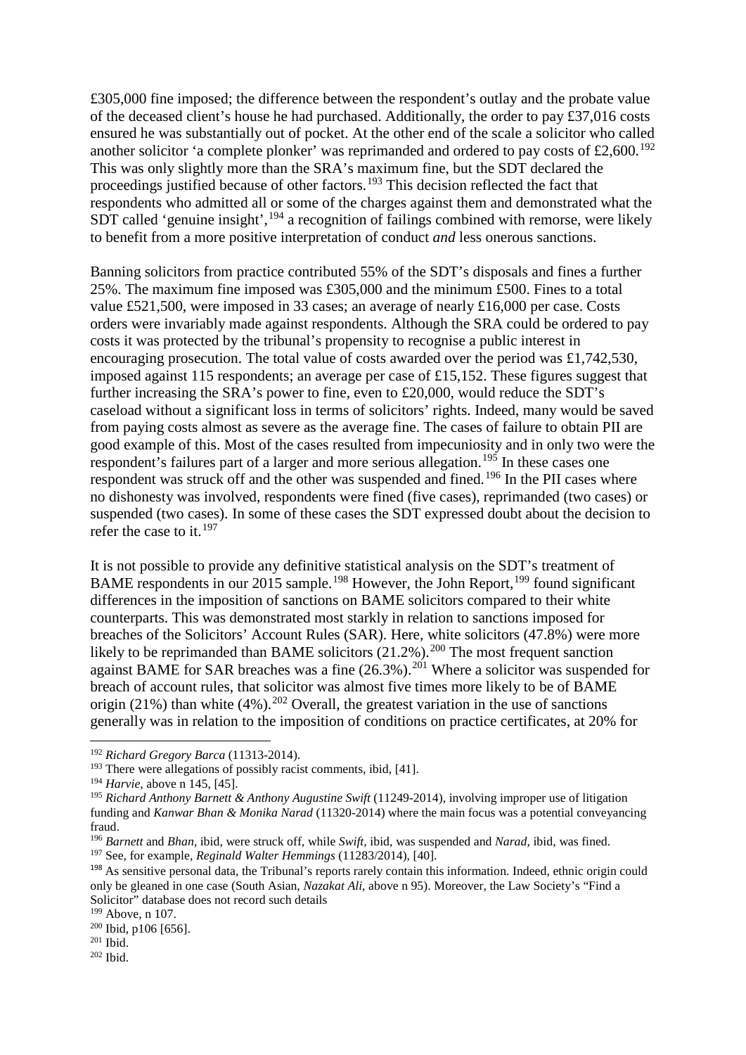£305,000 fine imposed; the difference between the respondent's outlay and the probate value of the deceased client's house he had purchased. Additionally, the order to pay £37,016 costs ensured he was substantially out of pocket. At the other end of the scale a solicitor who called another solicitor 'a complete plonker' was reprimanded and ordered to pay costs of £2,600.[192] This was only slightly more than the SRA's maximum fine, but the SDT declared the proceedings justified because of other factors.[193] This decision reflected the fact that respondents who admitted all or some of the charges against them and demonstrated what the SDT called 'genuine insight',[194] a recognition of failings combined with remorse, were likely to benefit from a more positive interpretation of conduct *and* less onerous sanctions.

Banning solicitors from practice contributed 55% of the SDT's disposals and fines a further 25%. The maximum fine imposed was £305,000 and the minimum £500. Fines to a total value £521,500, were imposed in 33 cases; an average of nearly £16,000 per case. Costs orders were invariably made against respondents. Although the SRA could be ordered to pay costs it was protected by the tribunal's propensity to recognise a public interest in encouraging prosecution. The total value of costs awarded over the period was £1,742,530, imposed against 115 respondents; an average per case of £15,152. These figures suggest that further increasing the SRA's power to fine, even to £20,000, would reduce the SDT's caseload without a significant loss in terms of solicitors' rights. Indeed, many would be saved from paying costs almost as severe as the average fine. The cases of failure to obtain PII are good example of this. Most of the cases resulted from impecuniosity and in only two were the respondent's failures part of a larger and more serious allegation.[195] In these cases one respondent was struck off and the other was suspended and fined.[196] In the PII cases where no dishonesty was involved, respondents were fined (five cases), reprimanded (two cases) or suspended (two cases). In some of these cases the SDT expressed doubt about the decision to refer the case to it.[197]

It is not possible to provide any definitive statistical analysis on the SDT's treatment of BAME respondents in our 2015 sample.[198] However, the John Report,[199] found significant differences in the imposition of sanctions on BAME solicitors compared to their white counterparts. This was demonstrated most starkly in relation to sanctions imposed for breaches of the Solicitors' Account Rules (SAR). Here, white solicitors (47.8%) were more likely to be reprimanded than BAME solicitors (21.2%).[200] The most frequent sanction against BAME for SAR breaches was a fine (26.3%).[201] Where a solicitor was suspended for breach of account rules, that solicitor was almost five times more likely to be of BAME origin (21%) than white (4%).[202] Overall, the greatest variation in the use of sanctions generally was in relation to the imposition of conditions on practice certificates, at 20% for

---

[192] *Richard Gregory Barca* (11313-2014).

[193] There were allegations of possibly racist comments, ibid, [41].

[194] *Harvie*, above n 145, [45].

[195] *Richard Anthony Barnett & Anthony Augustine Swift* (11249-2014), involving improper use of litigation funding and *Kanwar Bhan & Monika Narad* (11320-2014) where the main focus was a potential conveyancing fraud.

[196] *Barnett* and *Bhan*, ibid, were struck off, while *Swift*, ibid, was suspended and *Narad*, ibid, was fined.

[197] See, for example, *Reginald Walter Hemmings* (11283/2014), [40].

[198] As sensitive personal data, the Tribunal's reports rarely contain this information. Indeed, ethnic origin could only be gleaned in one case (South Asian, *Nazakat Ali*, above n 95). Moreover, the Law Society's "Find a Solicitor" database does not record such details

[199] Above, n 107.

[200] Ibid, p106 [656].

[201] Ibid.

[202] Ibid.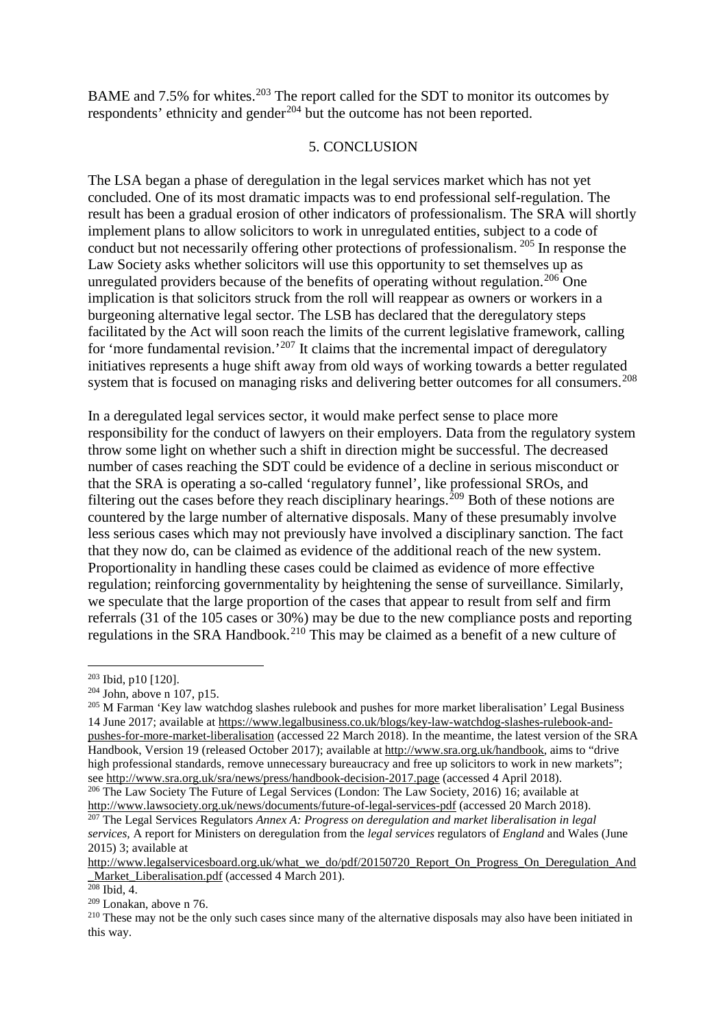BAME and 7.5% for whites.[203] The report called for the SDT to monitor its outcomes by respondents' ethnicity and gender[204] but the outcome has not been reported.

## 5. CONCLUSION

The LSA began a phase of deregulation in the legal services market which has not yet concluded. One of its most dramatic impacts was to end professional self-regulation. The result has been a gradual erosion of other indicators of professionalism. The SRA will shortly implement plans to allow solicitors to work in unregulated entities, subject to a code of conduct but not necessarily offering other protections of professionalism.[205] In response the Law Society asks whether solicitors will use this opportunity to set themselves up as unregulated providers because of the benefits of operating without regulation.[206] One implication is that solicitors struck from the roll will reappear as owners or workers in a burgeoning alternative legal sector. The LSB has declared that the deregulatory steps facilitated by the Act will soon reach the limits of the current legislative framework, calling for 'more fundamental revision.'[207] It claims that the incremental impact of deregulatory initiatives represents a huge shift away from old ways of working towards a better regulated system that is focused on managing risks and delivering better outcomes for all consumers.[208]

In a deregulated legal services sector, it would make perfect sense to place more responsibility for the conduct of lawyers on their employers. Data from the regulatory system throw some light on whether such a shift in direction might be successful. The decreased number of cases reaching the SDT could be evidence of a decline in serious misconduct or that the SRA is operating a so-called 'regulatory funnel', like professional SROs, and filtering out the cases before they reach disciplinary hearings.[209] Both of these notions are countered by the large number of alternative disposals. Many of these presumably involve less serious cases which may not previously have involved a disciplinary sanction. The fact that they now do, can be claimed as evidence of the additional reach of the new system. Proportionality in handling these cases could be claimed as evidence of more effective regulation; reinforcing governmentality by heightening the sense of surveillance. Similarly, we speculate that the large proportion of the cases that appear to result from self and firm referrals (31 of the 105 cases or 30%) may be due to the new compliance posts and reporting regulations in the SRA Handbook.[210] This may be claimed as a benefit of a new culture of

---

[203] Ibid, p10 [120].

[204] John, above n 107, p15.

[205] M Farman 'Key law watchdog slashes rulebook and pushes for more market liberalisation' Legal Business 14 June 2017; available at https://www.legalbusiness.co.uk/blogs/key-law-watchdog-slashes-rulebook-and-pushes-for-more-market-liberalisation (accessed 22 March 2018). In the meantime, the latest version of the SRA Handbook, Version 19 (released October 2017); available at http://www.sra.org.uk/handbook, aims to "drive high professional standards, remove unnecessary bureaucracy and free up solicitors to work in new markets"; see http://www.sra.org.uk/sra/news/press/handbook-decision-2017.page (accessed 4 April 2018).

[206] The Law Society The Future of Legal Services (London: The Law Society, 2016) 16; available at http://www.lawsociety.org.uk/news/documents/future-of-legal-services-pdf (accessed 20 March 2018).

[207] The Legal Services Regulators *Annex A: Progress on deregulation and market liberalisation in legal services,* A report for Ministers on deregulation from the *legal services* regulators of *England* and Wales (June 2015) 3; available at http://www.legalservicesboard.org.uk/what_we_do/pdf/20150720_Report_On_Progress_On_Deregulation_And_Market_Liberalisation.pdf (accessed 4 March 201).

[208] Ibid, 4.

[209] Lonakan, above n 76.

[210] These may not be the only such cases since many of the alternative disposals may also have been initiated in this way.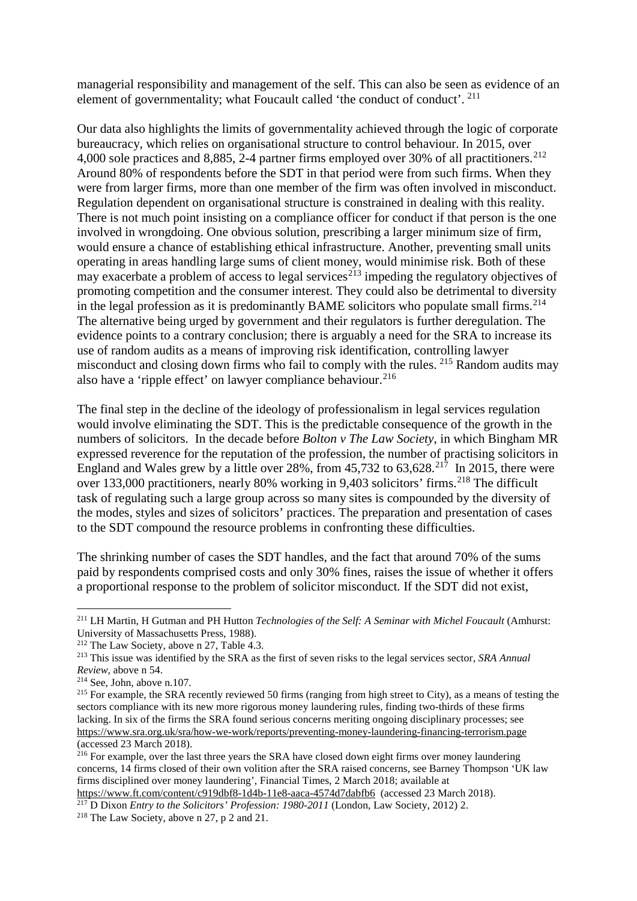managerial responsibility and management of the self. This can also be seen as evidence of an element of governmentality; what Foucault called 'the conduct of conduct'. [211]

Our data also highlights the limits of governmentality achieved through the logic of corporate bureaucracy, which relies on organisational structure to control behaviour. In 2015, over 4,000 sole practices and 8,885, 2-4 partner firms employed over 30% of all practitioners.[212] Around 80% of respondents before the SDT in that period were from such firms. When they were from larger firms, more than one member of the firm was often involved in misconduct. Regulation dependent on organisational structure is constrained in dealing with this reality. There is not much point insisting on a compliance officer for conduct if that person is the one involved in wrongdoing. One obvious solution, prescribing a larger minimum size of firm, would ensure a chance of establishing ethical infrastructure. Another, preventing small units operating in areas handling large sums of client money, would minimise risk. Both of these may exacerbate a problem of access to legal services[213] impeding the regulatory objectives of promoting competition and the consumer interest. They could also be detrimental to diversity in the legal profession as it is predominantly BAME solicitors who populate small firms.[214] The alternative being urged by government and their regulators is further deregulation. The evidence points to a contrary conclusion; there is arguably a need for the SRA to increase its use of random audits as a means of improving risk identification, controlling lawyer misconduct and closing down firms who fail to comply with the rules. [215] Random audits may also have a 'ripple effect' on lawyer compliance behaviour.[216]

The final step in the decline of the ideology of professionalism in legal services regulation would involve eliminating the SDT. This is the predictable consequence of the growth in the numbers of solicitors. In the decade before *Bolton v The Law Society*, in which Bingham MR expressed reverence for the reputation of the profession, the number of practising solicitors in England and Wales grew by a little over 28%, from 45,732 to 63,628.[217] In 2015, there were over 133,000 practitioners, nearly 80% working in 9,403 solicitors' firms.[218] The difficult task of regulating such a large group across so many sites is compounded by the diversity of the modes, styles and sizes of solicitors' practices. The preparation and presentation of cases to the SDT compound the resource problems in confronting these difficulties.

The shrinking number of cases the SDT handles, and the fact that around 70% of the sums paid by respondents comprised costs and only 30% fines, raises the issue of whether it offers a proportional response to the problem of solicitor misconduct. If the SDT did not exist,

---

[211] LH Martin, H Gutman and PH Hutton *Technologies of the Self: A Seminar with Michel Foucault* (Amhurst: University of Massachusetts Press, 1988).

[212] The Law Society, above n 27, Table 4.3.

[213] This issue was identified by the SRA as the first of seven risks to the legal services sector, *SRA Annual Review*, above n 54.

[214] See, John, above n.107.

[215] For example, the SRA recently reviewed 50 firms (ranging from high street to City), as a means of testing the sectors compliance with its new more rigorous money laundering rules, finding two-thirds of these firms lacking. In six of the firms the SRA found serious concerns meriting ongoing disciplinary processes; see https://www.sra.org.uk/sra/how-we-work/reports/preventing-money-laundering-financing-terrorism.page (accessed 23 March 2018).

[216] For example, over the last three years the SRA have closed down eight firms over money laundering concerns, 14 firms closed of their own volition after the SRA raised concerns, see Barney Thompson 'UK law firms disciplined over money laundering', Financial Times, 2 March 2018; available at https://www.ft.com/content/c919dbf8-1d4b-11e8-aaca-4574d7dabfb6 (accessed 23 March 2018).

[217] D Dixon *Entry to the Solicitors' Profession: 1980-2011* (London, Law Society, 2012) 2.

[218] The Law Society, above n 27, p 2 and 21.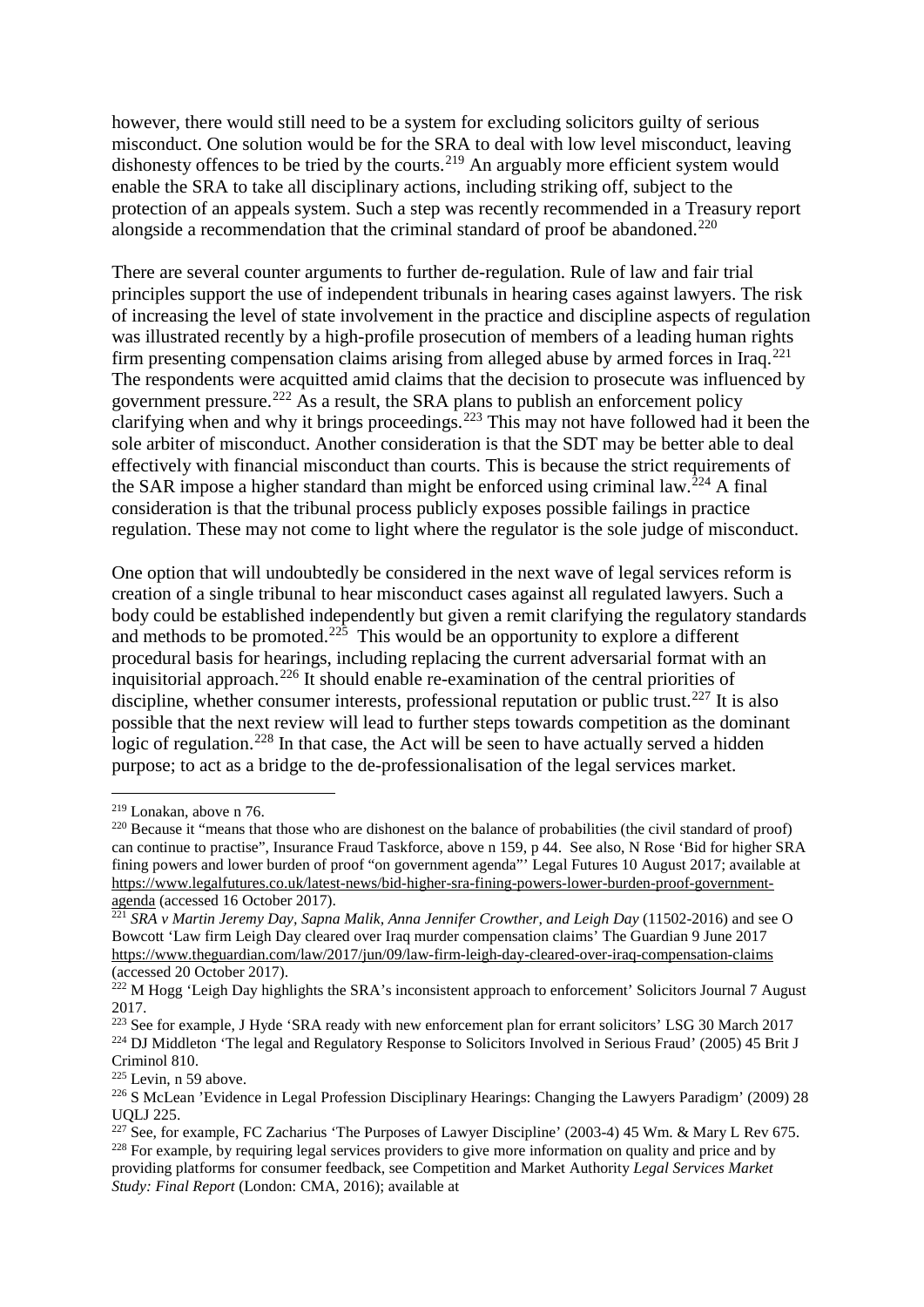however, there would still need to be a system for excluding solicitors guilty of serious misconduct. One solution would be for the SRA to deal with low level misconduct, leaving dishonesty offences to be tried by the courts.[219] An arguably more efficient system would enable the SRA to take all disciplinary actions, including striking off, subject to the protection of an appeals system. Such a step was recently recommended in a Treasury report alongside a recommendation that the criminal standard of proof be abandoned.[220]

There are several counter arguments to further de-regulation. Rule of law and fair trial principles support the use of independent tribunals in hearing cases against lawyers. The risk of increasing the level of state involvement in the practice and discipline aspects of regulation was illustrated recently by a high-profile prosecution of members of a leading human rights firm presenting compensation claims arising from alleged abuse by armed forces in Iraq.[221] The respondents were acquitted amid claims that the decision to prosecute was influenced by government pressure.[222] As a result, the SRA plans to publish an enforcement policy clarifying when and why it brings proceedings.[223] This may not have followed had it been the sole arbiter of misconduct. Another consideration is that the SDT may be better able to deal effectively with financial misconduct than courts. This is because the strict requirements of the SAR impose a higher standard than might be enforced using criminal law.[224] A final consideration is that the tribunal process publicly exposes possible failings in practice regulation. These may not come to light where the regulator is the sole judge of misconduct.

One option that will undoubtedly be considered in the next wave of legal services reform is creation of a single tribunal to hear misconduct cases against all regulated lawyers. Such a body could be established independently but given a remit clarifying the regulatory standards and methods to be promoted.[225] This would be an opportunity to explore a different procedural basis for hearings, including replacing the current adversarial format with an inquisitorial approach.[226] It should enable re-examination of the central priorities of discipline, whether consumer interests, professional reputation or public trust.[227] It is also possible that the next review will lead to further steps towards competition as the dominant logic of regulation.[228] In that case, the Act will be seen to have actually served a hidden purpose; to act as a bridge to the de-professionalisation of the legal services market.

---

[219] Lonakan, above n 76.

[220] Because it "means that those who are dishonest on the balance of probabilities (the civil standard of proof) can continue to practise", Insurance Fraud Taskforce, above n 159, p 44. See also, N Rose 'Bid for higher SRA fining powers and lower burden of proof "on government agenda"' Legal Futures 10 August 2017; available at https://www.legalfutures.co.uk/latest-news/bid-higher-sra-fining-powers-lower-burden-proof-government-agenda (accessed 16 October 2017).

[221] *SRA v Martin Jeremy Day, Sapna Malik, Anna Jennifer Crowther, and Leigh Day* (11502-2016) and see O Bowcott 'Law firm Leigh Day cleared over Iraq murder compensation claims' The Guardian 9 June 2017 https://www.theguardian.com/law/2017/jun/09/law-firm-leigh-day-cleared-over-iraq-compensation-claims (accessed 20 October 2017).

[222] M Hogg 'Leigh Day highlights the SRA's inconsistent approach to enforcement' Solicitors Journal 7 August 2017.

[223] See for example, J Hyde 'SRA ready with new enforcement plan for errant solicitors' LSG 30 March 2017

[224] DJ Middleton 'The legal and Regulatory Response to Solicitors Involved in Serious Fraud' (2005) 45 Brit J Criminol 810.

[225] Levin, n 59 above.

[226] S McLean 'Evidence in Legal Profession Disciplinary Hearings: Changing the Lawyers Paradigm' (2009) 28 UQLJ 225.

[227] See, for example, FC Zacharius 'The Purposes of Lawyer Discipline' (2003-4) 45 Wm. & Mary L Rev 675.

[228] For example, by requiring legal services providers to give more information on quality and price and by providing platforms for consumer feedback, see Competition and Market Authority *Legal Services Market Study: Final Report* (London: CMA, 2016); available at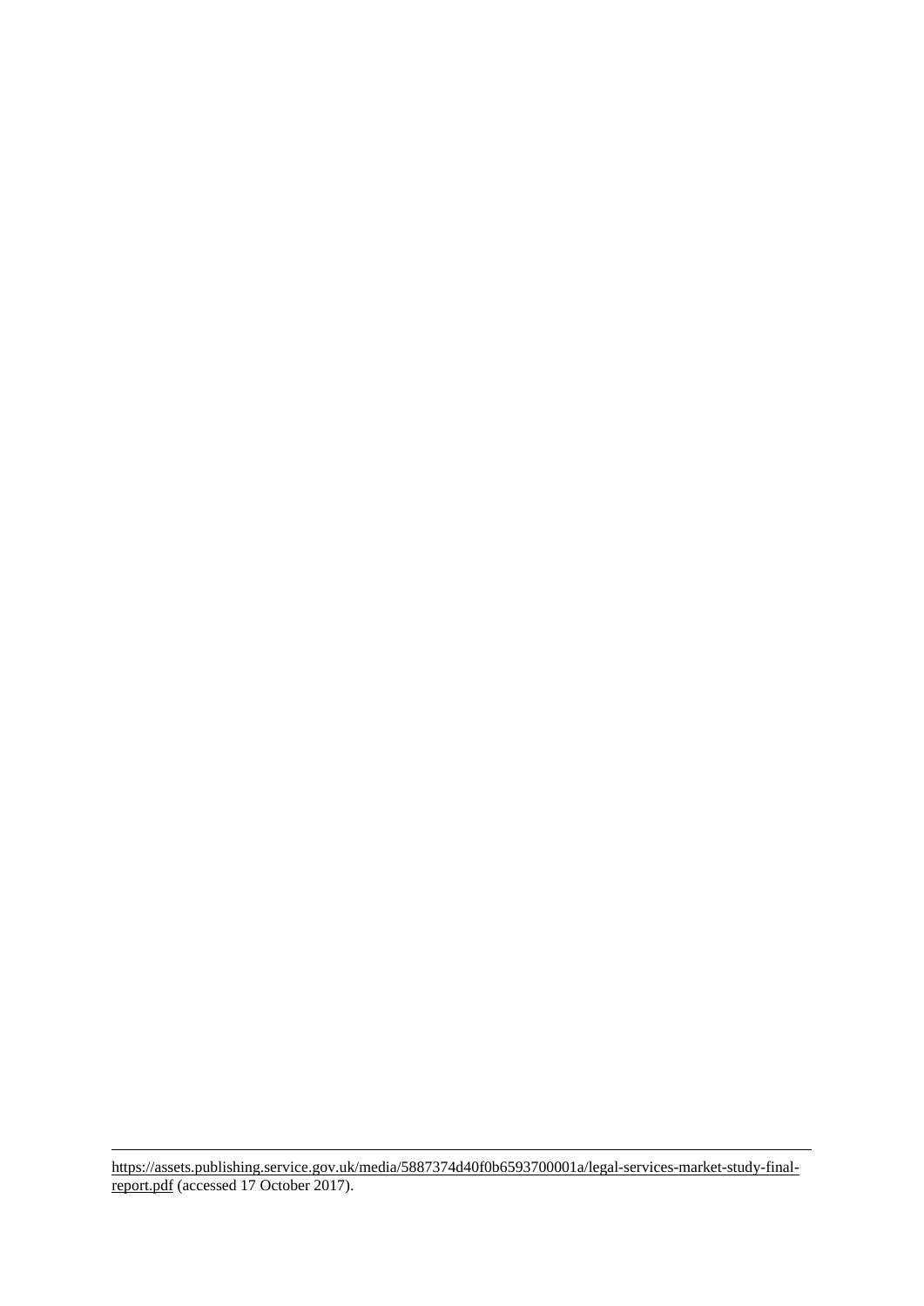https://assets.publishing.service.gov.uk/media/5887374d40f0b6593700001a/legal-services-market-study-final-report.pdf (accessed 17 October 2017).